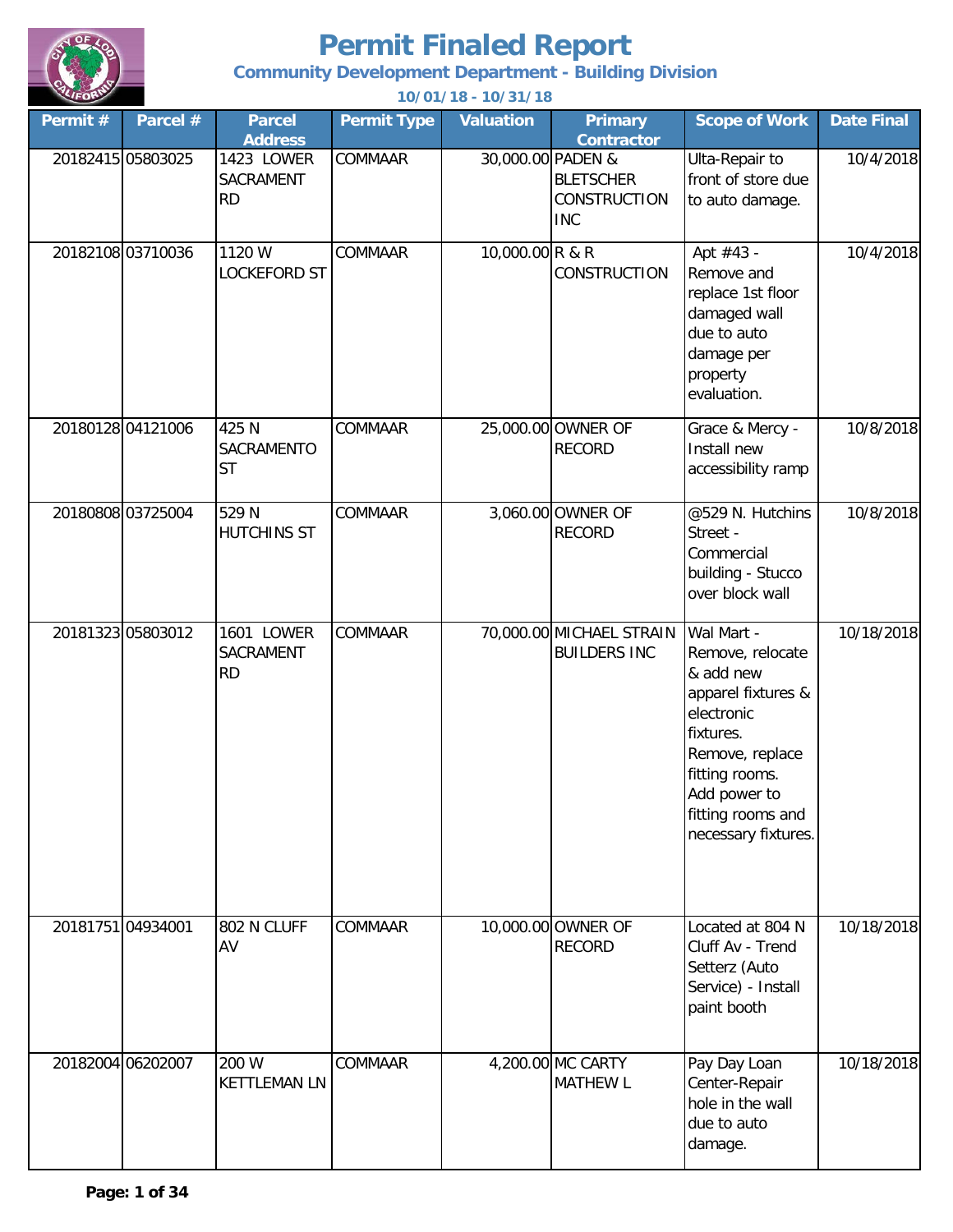# Permit Finaled Report

## Community Development Department - Building Division

**10/01/18 - 10/31/18**

| Permit # | Parcel # | Parcel Address | Permit Type | Valuation | Primary Contractor | Scope of Work | Date Final |
|---|---|---|---|---|---|---|---|
| 20182415 | 05803025 | 1423 LOWER SACRAMENT RD | COMMAAR | 30,000.00 | PADEN & BLETSCHER CONSTRUCTION INC | Ulta-Repair to front of store due to auto damage. | 10/4/2018 |
| 20182108 | 03710036 | 1120 W LOCKEFORD ST | COMMAAR | 10,000.00 | R & R CONSTRUCTION | Apt #43 - Remove and replace 1st floor damaged wall due to auto damage per property evaluation. | 10/4/2018 |
| 20180128 | 04121006 | 425 N SACRAMENTO ST | COMMAAR | 25,000.00 | OWNER OF RECORD | Grace & Mercy - Install new accessibility ramp | 10/8/2018 |
| 20180808 | 03725004 | 529 N HUTCHINS ST | COMMAAR | 3,060.00 | OWNER OF RECORD | @529 N. Hutchins Street - Commercial building - Stucco over block wall | 10/8/2018 |
| 20181323 | 05803012 | 1601 LOWER SACRAMENT RD | COMMAAR | 70,000.00 | MICHAEL STRAIN BUILDERS INC | Wal Mart - Remove, relocate & add new apparel fixtures & electronic fixtures. Remove, replace fitting rooms. Add power to fitting rooms and necessary fixtures. | 10/18/2018 |
| 20181751 | 04934001 | 802 N CLUFF AV | COMMAAR | 10,000.00 | OWNER OF RECORD | Located at 804 N Cluff Av - Trend Setterz (Auto Service) - Install paint booth | 10/18/2018 |
| 20182004 | 06202007 | 200 W KETTLEMAN LN | COMMAAR | 4,200.00 | MC CARTY MATHEW L | Pay Day Loan Center-Repair hole in the wall due to auto damage. | 10/18/2018 |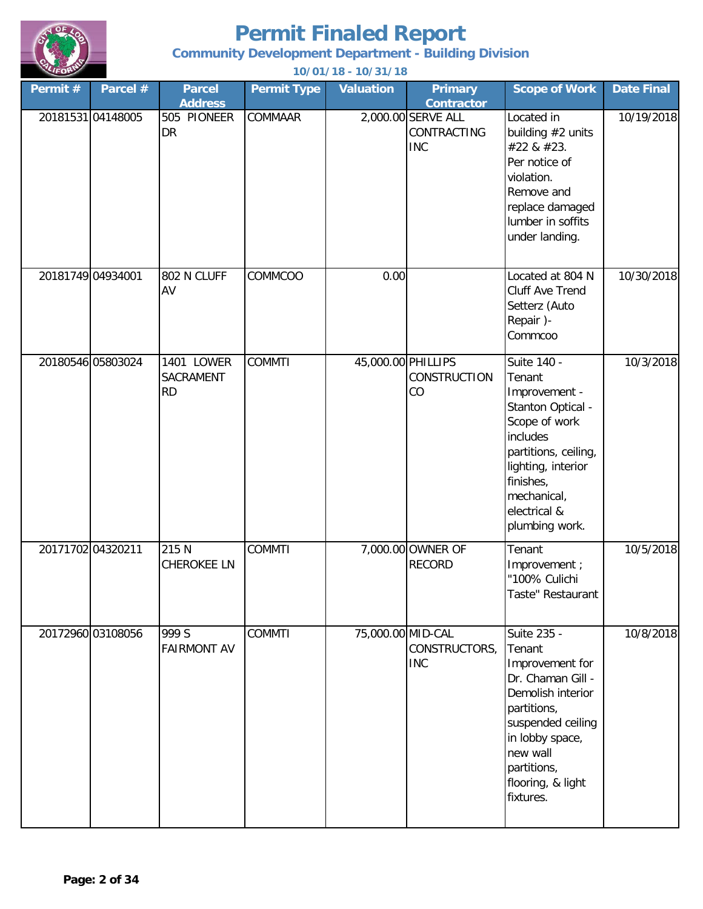# Permit Finaled Report

**Community Development Department - Building Division**

**10/01/18 - 10/31/18**

| Permit # | Parcel # | Parcel Address | Permit Type | Valuation | Primary Contractor | Scope of Work | Date Final |
|---|---|---|---|---|---|---|---|
| 20181531 | 04148005 | 505 PIONEER DR | COMMAAR | 2,000.00 | SERVE ALL CONTRACTING INC | Located in building #2 units #22 & #23. Per notice of violation. Remove and replace damaged lumber in soffits under landing. | 10/19/2018 |
| 20181749 | 04934001 | 802 N CLIFF AV | COMMCOO | 0.00 | | Located at 804 N Cliff Ave Trend Setterz (Auto Repair )- Commcoo | 10/30/2018 |
| 20180546 | 05803024 | 1401 LOWER SACRAMENT RD | COMMTI | 45,000.00 | PHILLIPS CONSTRUCTION CO | Suite 140 - Tenant Improvement - Stanton Optical - Scope of work includes partitions, ceiling, lighting, interior finishes, mechanical, electrical & plumbing work. | 10/3/2018 |
| 20171702 | 04320211 | 215 N CHEROKEE LN | COMMTI | 7,000.00 | OWNER OF RECORD | Tenant Improvement ; "100% Culichi Taste" Restaurant | 10/5/2018 |
| 20172960 | 03108056 | 999 S FAIRMONT AV | COMMTI | 75,000.00 | MID-CAL CONSTRUCTORS, INC | Suite 235 - Tenant Improvement for Dr. Chaman Gill - Demolish interior partitions, suspended ceiling in lobby space, new wall partitions, flooring, & light fixtures. | 10/8/2018 |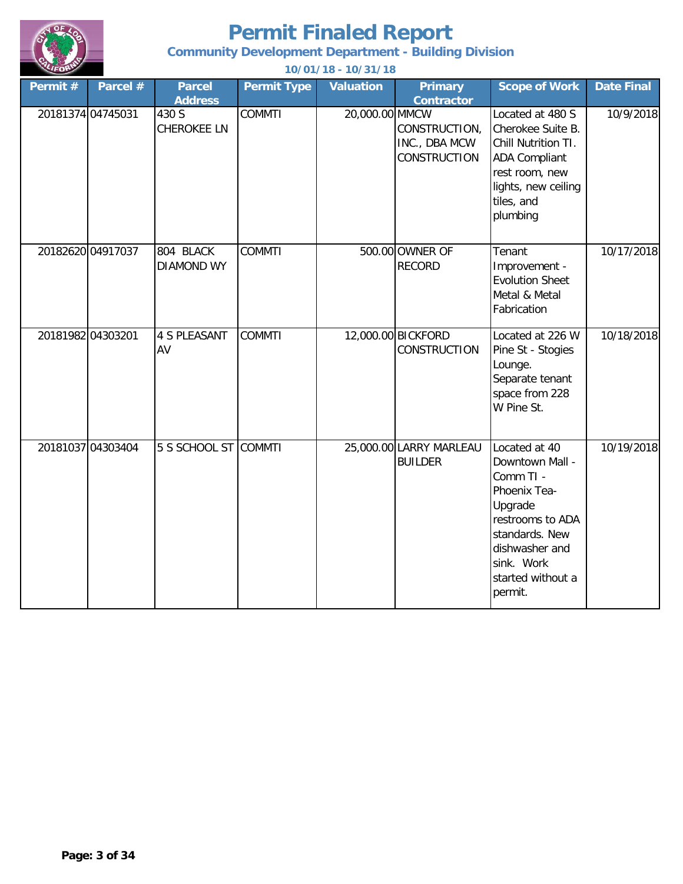# Permit Finaled Report

## Community Development Department - Building Division

**10/01/18 - 10/31/18**

| Permit # | Parcel # | Parcel Address | Permit Type | Valuation | Primary Contractor | Scope of Work | Date Final |
|---|---|---|---|---|---|---|---|
| 20181374 | 04745031 | 430 S CHEROKEE LN | COMMTI | 20,000.00 | MMCW CONSTRUCTION, INC., DBA MCW CONSTRUCTION | Located at 480 S Cherokee Suite B. Chill Nutrition TI. ADA Compliant rest room, new lights, new ceiling tiles, and plumbing | 10/9/2018 |
| 20182620 | 04917037 | 804 BLACK DIAMOND WY | COMMTI | 500.00 | OWNER OF RECORD | Tenant Improvement - Evolution Sheet Metal & Metal Fabrication | 10/17/2018 |
| 20181982 | 04303201 | 4 S PLEASANT AV | COMMTI | 12,000.00 | BICKFORD CONSTRUCTION | Located at 226 W Pine St - Stogies Lounge. Separate tenant space from 228 W Pine St. | 10/18/2018 |
| 20181037 | 04303404 | 5 S SCHOOL ST | COMMTI | 25,000.00 | LARRY MARLEAU BUILDER | Located at 40 Downtown Mall - Comm TI - Phoenix Tea- Upgrade restrooms to ADA standards. New dishwasher and sink. Work started without a permit. | 10/19/2018 |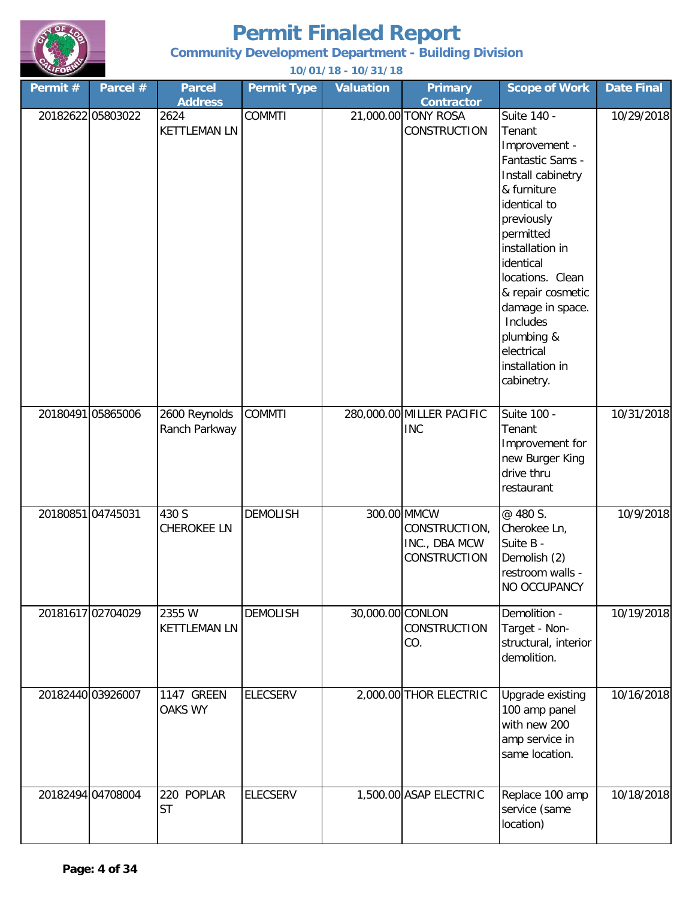# Permit Finaled Report

## Community Development Department - Building Division

**10/01/18 - 10/31/18**

| Permit # | Parcel # | Parcel Address | Permit Type | Valuation | Primary Contractor | Scope of Work | Date Final |
|---|---|---|---|---|---|---|---|
| 20182622 | 05803022 | 2624 KETTLEMAN LN | COMMTI | 21,000.00 | TONY ROSA CONSTRUCTION | Suite 140 - Tenant Improvement - Fantastic Sams - Install cabinetry & furniture identical to previously permitted installation in identical locations. Clean & repair cosmetic damage in space. Includes plumbing & electrical installation in cabinetry. | 10/29/2018 |
| 20180491 | 05865006 | 2600 Reynolds Ranch Parkway | COMMTI | 280,000.00 | MILLER PACIFIC INC | Suite 100 - Tenant Improvement for new Burger King drive thru restaurant | 10/31/2018 |
| 20180851 | 04745031 | 430 S CHEROKEE LN | DEMOLISH | 300.00 | MMCW CONSTRUCTION, INC., DBA MCW CONSTRUCTION | @ 480 S. Cherokee Ln, Suite B - Demolish (2) restroom walls - NO OCCUPANCY | 10/9/2018 |
| 20181617 | 02704029 | 2355 W KETTLEMAN LN | DEMOLISH | 30,000.00 | CONLON CONSTRUCTION CO. | Demolition - Target - Non-structural, interior demolition. | 10/19/2018 |
| 20182440 | 03926007 | 1147 GREEN OAKS WY | ELECSERV | 2,000.00 | THOR ELECTRIC | Upgrade existing 100 amp panel with new 200 amp service in same location. | 10/16/2018 |
| 20182494 | 04708004 | 220 POPLAR ST | ELECSERV | 1,500.00 | ASAP ELECTRIC | Replace 100 amp service (same location) | 10/18/2018 |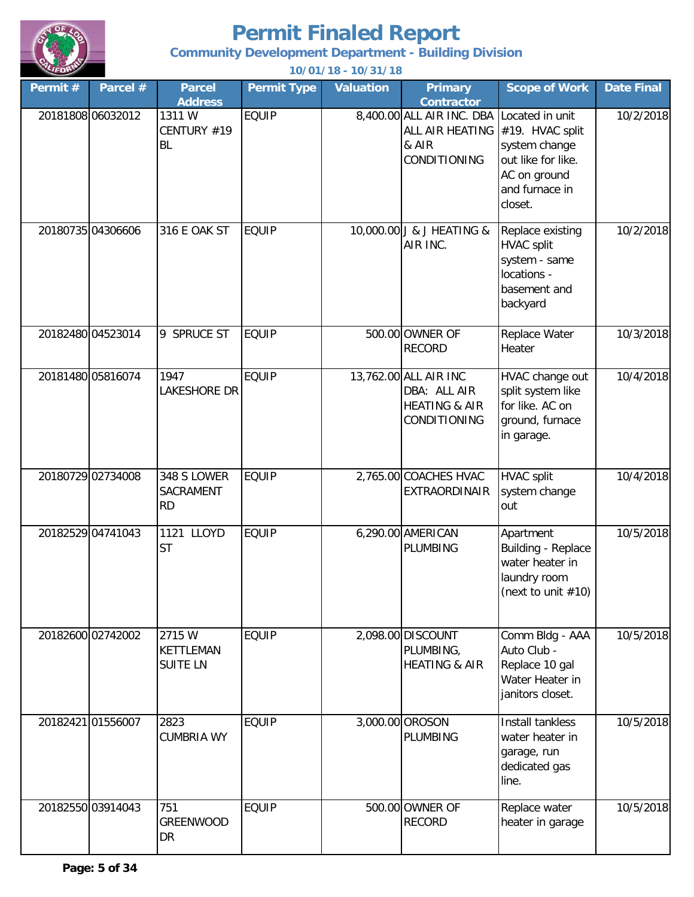# Permit Finaled Report

## Community Development Department - Building Division

**10/01/18 - 10/31/18**

| Permit # | Parcel # | Parcel Address | Permit Type | Valuation | Primary Contractor | Scope of Work | Date Final |
|---|---|---|---|---|---|---|---|
| 20181808 | 06032012 | 1311 W CENTURY #19 BL | EQUIP | 8,400.00 | ALL AIR INC. DBA ALL AIR HEATING & AIR CONDITIONING | Located in unit #19. HVAC split system change out like for like. AC on ground and furnace in closet. | 10/2/2018 |
| 20180735 | 04306606 | 316 E OAK ST | EQUIP | 10,000.00 | J & J HEATING & AIR INC. | Replace existing HVAC split system - same locations - basement and backyard | 10/2/2018 |
| 20182480 | 04523014 | 9 SPRUCE ST | EQUIP | 500.00 | OWNER OF RECORD | Replace Water Heater | 10/3/2018 |
| 20181480 | 05816074 | 1947 LAKESHORE DR | EQUIP | 13,762.00 | ALL AIR INC DBA: ALL AIR HEATING & AIR CONDITIONING | HVAC change out split system like for like. AC on ground, furnace in garage. | 10/4/2018 |
| 20180729 | 02734008 | 348 S LOWER SACRAMENT RD | EQUIP | 2,765.00 | COACHES HVAC EXTRAORDINAIR | HVAC split system change out | 10/4/2018 |
| 20182529 | 04741043 | 1121 LLOYD ST | EQUIP | 6,290.00 | AMERICAN PLUMBING | Apartment Building - Replace water heater in laundry room (next to unit #10) | 10/5/2018 |
| 20182600 | 02742002 | 2715 W KETTLEMAN SUITE LN | EQUIP | 2,098.00 | DISCOUNT PLUMBING, HEATING & AIR | Comm Bldg - AAA Auto Club - Replace 10 gal Water Heater in janitors closet. | 10/5/2018 |
| 20182421 | 01556007 | 2823 CUMBRIA WY | EQUIP | 3,000.00 | OROSON PLUMBING | Install tankless water heater in garage, run dedicated gas line. | 10/5/2018 |
| 20182550 | 03914043 | 751 GREENWOOD DR | EQUIP | 500.00 | OWNER OF RECORD | Replace water heater in garage | 10/5/2018 |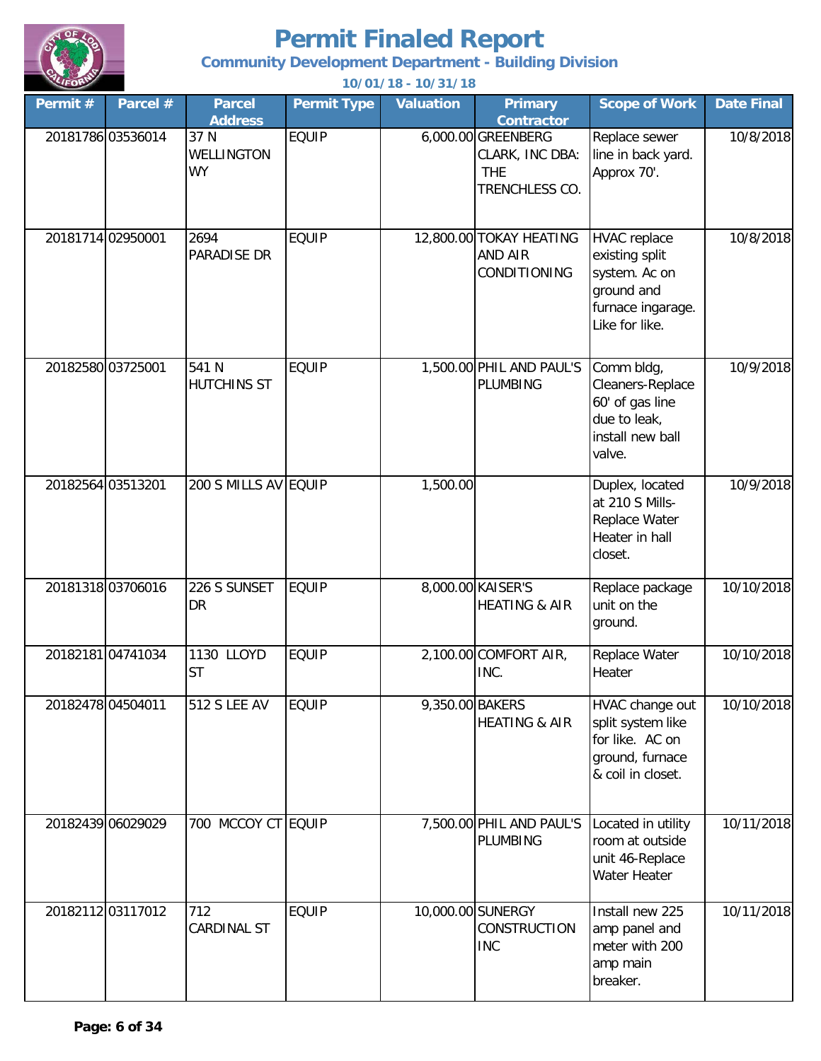# Permit Finaled Report

## Community Development Department - Building Division

10/01/18 - 10/31/18

| Permit # | Parcel # | Parcel Address | Permit Type | Valuation | Primary Contractor | Scope of Work | Date Final |
|---|---|---|---|---|---|---|---|
| 20181786 | 03536014 | 37 N WELLINGTON WY | EQUIP | 6,000.00 | GREENBERG CLARK, INC DBA: THE TRENCHLESS CO. | Replace sewer line in back yard. Approx 70'. | 10/8/2018 |
| 20181714 | 02950001 | 2694 PARADISE DR | EQUIP | 12,800.00 | TOKAY HEATING AND AIR CONDITIONING | HVAC replace existing split system. Ac on ground and furnace ingarage. Like for like. | 10/8/2018 |
| 20182580 | 03725001 | 541 N HUTCHINS ST | EQUIP | 1,500.00 | PHIL AND PAUL'S PLUMBING | Comm bldg, Cleaners-Replace 60' of gas line due to leak, install new ball valve. | 10/9/2018 |
| 20182564 | 03513201 | 200 S MILLS AV | EQUIP | 1,500.00 | | Duplex, located at 210 S Mills-Replace Water Heater in hall closet. | 10/9/2018 |
| 20181318 | 03706016 | 226 S SUNSET DR | EQUIP | 8,000.00 | KAISER'S HEATING & AIR | Replace package unit on the ground. | 10/10/2018 |
| 20182181 | 04741034 | 1130 LLOYD ST | EQUIP | 2,100.00 | COMFORT AIR, INC. | Replace Water Heater | 10/10/2018 |
| 20182478 | 04504011 | 512 S LEE AV | EQUIP | 9,350.00 | BAKERS HEATING & AIR | HVAC change out split system like for like. AC on ground, furnace & coil in closet. | 10/10/2018 |
| 20182439 | 06029029 | 700 MCCOY CT | EQUIP | 7,500.00 | PHIL AND PAUL'S PLUMBING | Located in utility room at outside unit 46-Replace Water Heater | 10/11/2018 |
| 20182112 | 03117012 | 712 CARDINAL ST | EQUIP | 10,000.00 | SUNERGY CONSTRUCTION INC | Install new 225 amp panel and meter with 200 amp main breaker. | 10/11/2018 |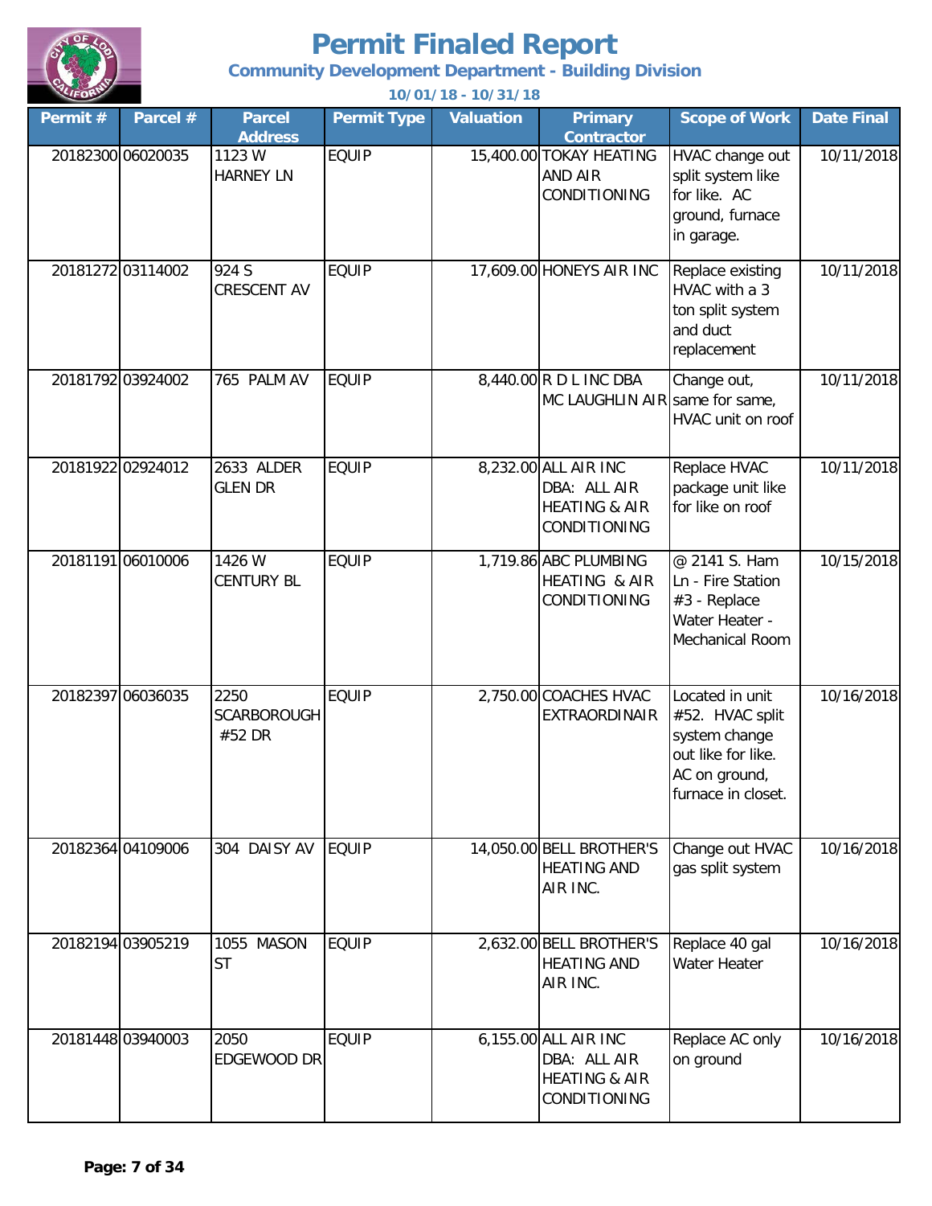# Permit Finaled Report

**Community Development Department - Building Division**

**10/01/18 - 10/31/18**

| Permit # | Parcel # | Parcel Address | Permit Type | Valuation | Primary Contractor | Scope of Work | Date Final |
|---|---|---|---|---|---|---|---|
| 20182300 | 06020035 | 1123 W HARNEY LN | EQUIP | 15,400.00 | TOKAY HEATING AND AIR CONDITIONING | HVAC change out split system like for like. AC ground, furnace in garage. | 10/11/2018 |
| 20181272 | 03114002 | 924 S CRESCENT AV | EQUIP | 17,609.00 | HONEYS AIR INC | Replace existing HVAC with a 3 ton split system and duct replacement | 10/11/2018 |
| 20181792 | 03924002 | 765 PALM AV | EQUIP | 8,440.00 | R D L INC DBA MC LAUGHLIN AIR | Change out, same for same, HVAC unit on roof | 10/11/2018 |
| 20181922 | 02924012 | 2633 ALDER GLEN DR | EQUIP | 8,232.00 | ALL AIR INC DBA: ALL AIR HEATING & AIR CONDITIONING | Replace HVAC package unit like for like on roof | 10/11/2018 |
| 20181191 | 06010006 | 1426 W CENTURY BL | EQUIP | 1,719.86 | ABC PLUMBING HEATING & AIR CONDITIONING | @ 2141 S. Ham Ln - Fire Station #3 - Replace Water Heater - Mechanical Room | 10/15/2018 |
| 20182397 | 06036035 | 2250 SCARBOROUGH #52 DR | EQUIP | 2,750.00 | COACHES HVAC EXTRAORDINAIR | Located in unit #52. HVAC split system change out like for like. AC on ground, furnace in closet. | 10/16/2018 |
| 20182364 | 04109006 | 304 DAISY AV | EQUIP | 14,050.00 | BELL BROTHER'S HEATING AND AIR INC. | Change out HVAC gas split system | 10/16/2018 |
| 20182194 | 03905219 | 1055 MASON ST | EQUIP | 2,632.00 | BELL BROTHER'S HEATING AND AIR INC. | Replace 40 gal Water Heater | 10/16/2018 |
| 20181448 | 03940003 | 2050 EDGEWOOD DR | EQUIP | 6,155.00 | ALL AIR INC DBA: ALL AIR HEATING & AIR CONDITIONING | Replace AC only on ground | 10/16/2018 |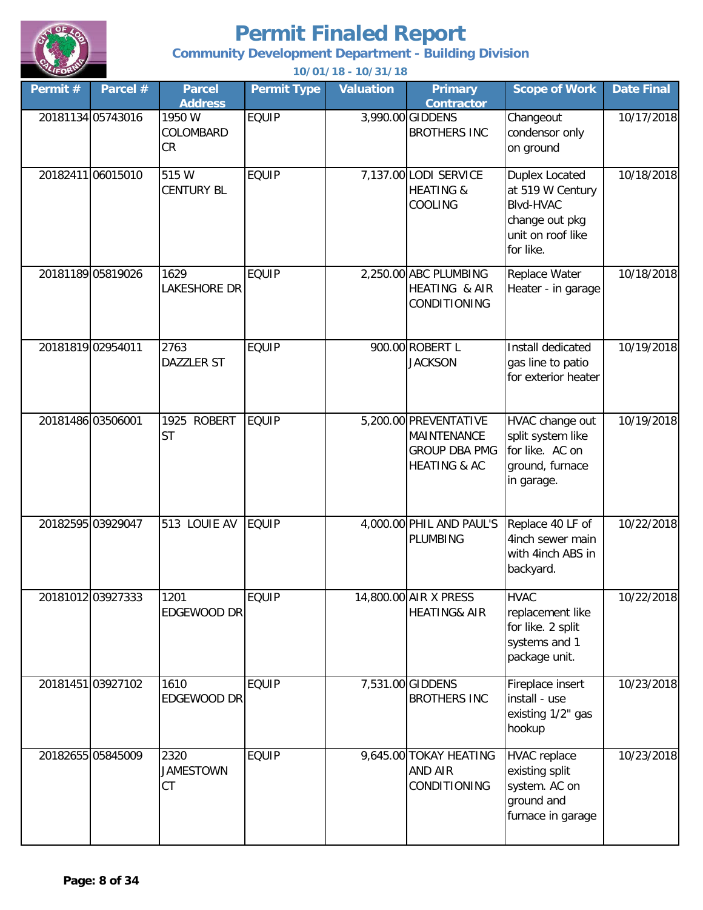# Permit Finaled Report

## Community Development Department - Building Division

### 10/01/18 - 10/31/18

| Permit # | Parcel # | Parcel Address | Permit Type | Valuation | Primary Contractor | Scope of Work | Date Final |
|---|---|---|---|---|---|---|---|
| 20181134 | 05743016 | 1950 W COLOMBARD CR | EQUIP | 3,990.00 | GIDDENS BROTHERS INC | Changeout condensor only on ground | 10/17/2018 |
| 20182411 | 06015010 | 515 W CENTURY BL | EQUIP | 7,137.00 | LODI SERVICE HEATING & COOLING | Duplex Located at 519 W Century Blvd-HVAC change out pkg unit on roof like for like. | 10/18/2018 |
| 20181189 | 05819026 | 1629 LAKESHORE DR | EQUIP | 2,250.00 | ABC PLUMBING HEATING & AIR CONDITIONING | Replace Water Heater - in garage | 10/18/2018 |
| 20181819 | 02954011 | 2763 DAZZLER ST | EQUIP | 900.00 | ROBERT L JACKSON | Install dedicated gas line to patio for exterior heater | 10/19/2018 |
| 20181486 | 03506001 | 1925 ROBERT ST | EQUIP | 5,200.00 | PREVENTATIVE MAINTENANCE GROUP DBA PMG HEATING & AC | HVAC change out split system like for like. AC on ground, furnace in garage. | 10/19/2018 |
| 20182595 | 03929047 | 513 LOUIE AV | EQUIP | 4,000.00 | PHIL AND PAUL'S PLUMBING | Replace 40 LF of 4inch sewer main with 4inch ABS in backyard. | 10/22/2018 |
| 20181012 | 03927333 | 1201 EDGEWOOD DR | EQUIP | 14,800.00 | AIR X PRESS HEATING& AIR | HVAC replacement like for like. 2 split systems and 1 package unit. | 10/22/2018 |
| 20181451 | 03927102 | 1610 EDGEWOOD DR | EQUIP | 7,531.00 | GIDDENS BROTHERS INC | Fireplace insert install - use existing 1/2" gas hookup | 10/23/2018 |
| 20182655 | 05845009 | 2320 JAMESTOWN CT | EQUIP | 9,645.00 | TOKAY HEATING AND AIR CONDITIONING | HVAC replace existing split system. AC on ground and furnace in garage | 10/23/2018 |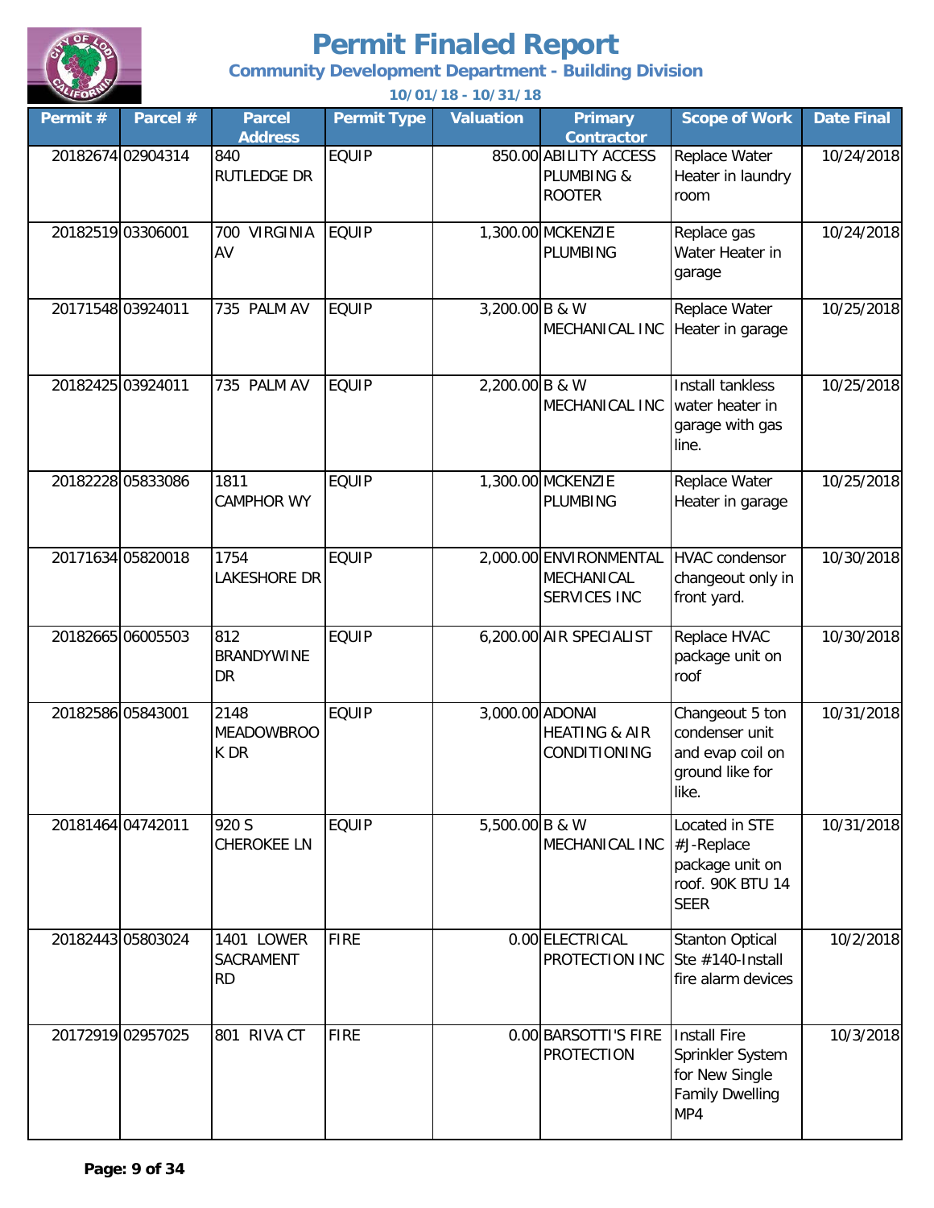# Permit Finaled Report

## Community Development Department - Building Division

**10/01/18 - 10/31/18**

| Permit # | Parcel # | Parcel Address | Permit Type | Valuation | Primary Contractor | Scope of Work | Date Final |
|---|---|---|---|---|---|---|---|
| 20182674 | 02904314 | 840 RUTLEDGE DR | EQUIP | 850.00 | ABILITY ACCESS PLUMBING & ROOTER | Replace Water Heater in laundry room | 10/24/2018 |
| 20182519 | 03306001 | 700 VIRGINIA AV | EQUIP | 1,300.00 | MCKENZIE PLUMBING | Replace gas Water Heater in garage | 10/24/2018 |
| 20171548 | 03924011 | 735 PALM AV | EQUIP | 3,200.00 | B & W MECHANICAL INC | Replace Water Heater in garage | 10/25/2018 |
| 20182425 | 03924011 | 735 PALM AV | EQUIP | 2,200.00 | B & W MECHANICAL INC | Install tankless water heater in garage with gas line. | 10/25/2018 |
| 20182228 | 05833086 | 1811 CAMPHOR WY | EQUIP | 1,300.00 | MCKENZIE PLUMBING | Replace Water Heater in garage | 10/25/2018 |
| 20171634 | 05820018 | 1754 LAKESHORE DR | EQUIP | 2,000.00 | ENVIRONMENTAL MECHANICAL SERVICES INC | HVAC condensor changeout only in front yard. | 10/30/2018 |
| 20182665 | 06005503 | 812 BRANDYWINE DR | EQUIP | 6,200.00 | AIR SPECIALIST | Replace HVAC package unit on roof | 10/30/2018 |
| 20182586 | 05843001 | 2148 MEADOWBROOK DR | EQUIP | 3,000.00 | ADONAI HEATING & AIR CONDITIONING | Changeout 5 ton condenser unit and evap coil on ground like for like. | 10/31/2018 |
| 20181464 | 04742011 | 920 S CHEROKEE LN | EQUIP | 5,500.00 | B & W MECHANICAL INC | Located in STE #J-Replace package unit on roof. 90K BTU 14 SEER | 10/31/2018 |
| 20182443 | 05803024 | 1401 LOWER SACRAMENT RD | FIRE | 0.00 | ELECTRICAL PROTECTION INC | Stanton Optical Ste #140-Install fire alarm devices | 10/2/2018 |
| 20172919 | 02957025 | 801 RIVA CT | FIRE | 0.00 | BARSOTTI'S FIRE PROTECTION | Install Fire Sprinkler System for New Single Family Dwelling MP4 | 10/3/2018 |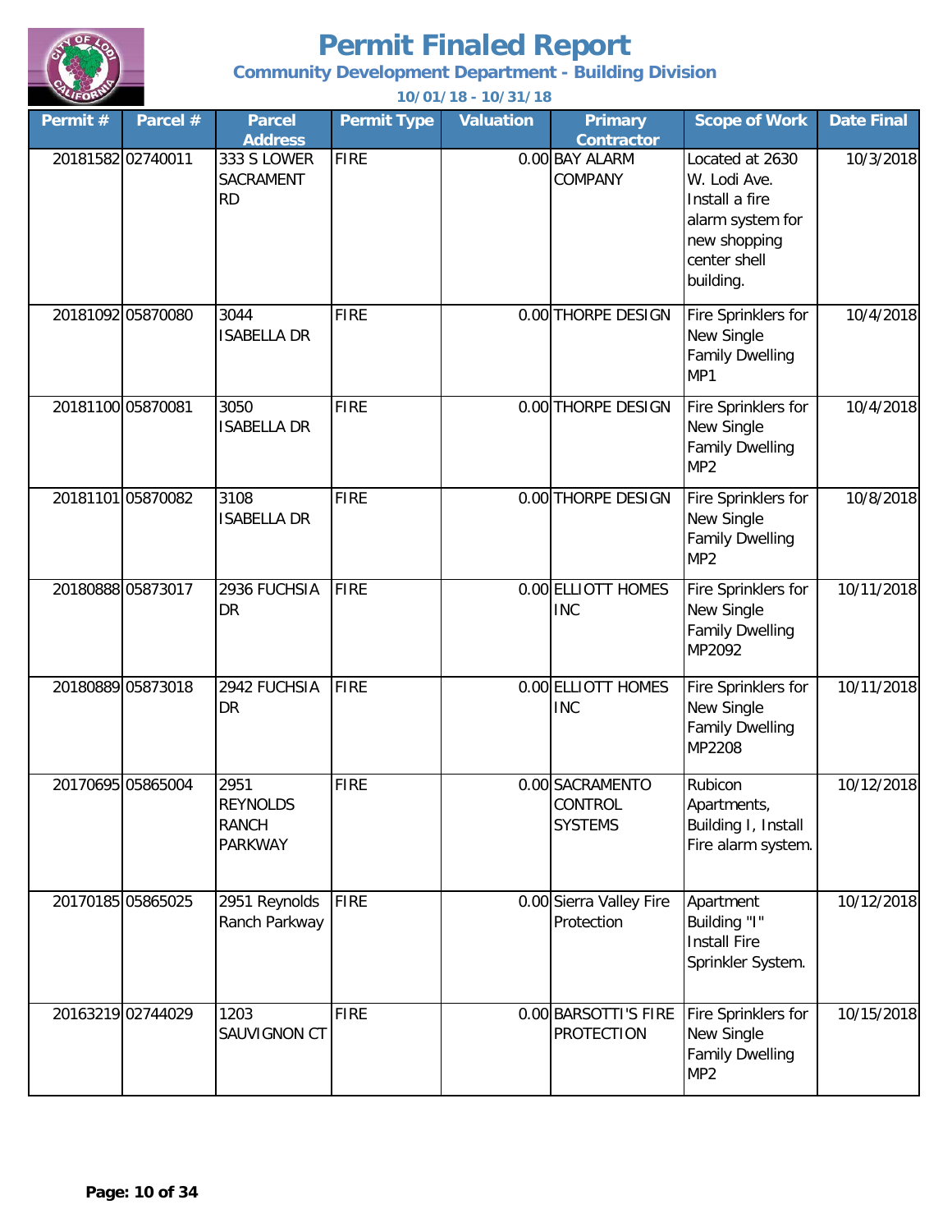# Permit Finaled Report

**Community Development Department - Building Division**

**10/01/18 - 10/31/18**

| Permit # | Parcel # | Parcel Address | Permit Type | Valuation | Primary Contractor | Scope of Work | Date Final |
|---|---|---|---|---|---|---|---|
| 20181582 | 02740011 | 333 S LOWER SACRAMENT RD | FIRE | 0.00 | BAY ALARM COMPANY | Located at 2630 W. Lodi Ave. Install a fire alarm system for new shopping center shell building. | 10/3/2018 |
| 20181092 | 05870080 | 3044 ISABELLA DR | FIRE | 0.00 | THORPE DESIGN | Fire Sprinklers for New Single Family Dwelling MP1 | 10/4/2018 |
| 20181100 | 05870081 | 3050 ISABELLA DR | FIRE | 0.00 | THORPE DESIGN | Fire Sprinklers for New Single Family Dwelling MP2 | 10/4/2018 |
| 20181101 | 05870082 | 3108 ISABELLA DR | FIRE | 0.00 | THORPE DESIGN | Fire Sprinklers for New Single Family Dwelling MP2 | 10/8/2018 |
| 20180888 | 05873017 | 2936 FUCHSIA DR | FIRE | 0.00 | ELLIOTT HOMES INC | Fire Sprinklers for New Single Family Dwelling MP2092 | 10/11/2018 |
| 20180889 | 05873018 | 2942 FUCHSIA DR | FIRE | 0.00 | ELLIOTT HOMES INC | Fire Sprinklers for New Single Family Dwelling MP2208 | 10/11/2018 |
| 20170695 | 05865004 | 2951 REYNOLDS RANCH PARKWAY | FIRE | 0.00 | SACRAMENTO CONTROL SYSTEMS | Rubicon Apartments, Building I, Install Fire alarm system. | 10/12/2018 |
| 20170185 | 05865025 | 2951 Reynolds Ranch Parkway | FIRE | 0.00 | Sierra Valley Fire Protection | Apartment Building "I" Install Fire Sprinkler System. | 10/12/2018 |
| 20163219 | 02744029 | 1203 SAUVIGNON CT | FIRE | 0.00 | BARSOTTI'S FIRE PROTECTION | Fire Sprinklers for New Single Family Dwelling MP2 | 10/15/2018 |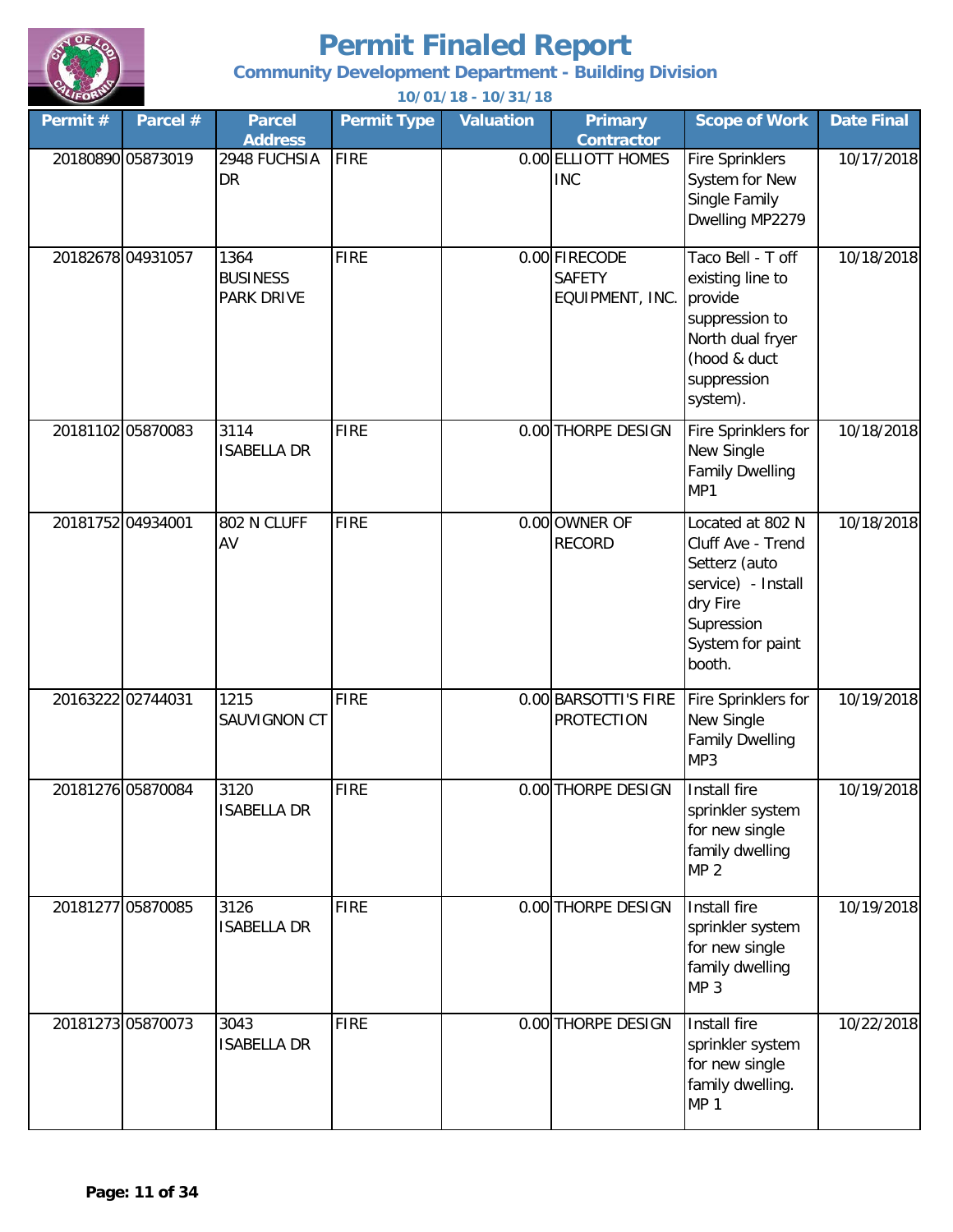# Permit Finaled Report

**Community Development Department - Building Division**

**10/01/18 - 10/31/18**

| Permit # | Parcel # | Parcel Address | Permit Type | Valuation | Primary Contractor | Scope of Work | Date Final |
|---|---|---|---|---|---|---|---|
| 20180890 | 05873019 | 2948 FUCHSIA DR | FIRE | 0.00 | ELLIOTT HOMES INC | Fire Sprinklers System for New Single Family Dwelling MP2279 | 10/17/2018 |
| 20182678 | 04931057 | 1364 BUSINESS PARK DRIVE | FIRE | 0.00 | FIRECODE SAFETY EQUIPMENT, INC. | Taco Bell - T off existing line to provide suppression to North dual fryer (hood & duct suppression system). | 10/18/2018 |
| 20181102 | 05870083 | 3114 ISABELLA DR | FIRE | 0.00 | THORPE DESIGN | Fire Sprinklers for New Single Family Dwelling MP1 | 10/18/2018 |
| 20181752 | 04934001 | 802 N CLUFF AV | FIRE | 0.00 | OWNER OF RECORD | Located at 802 N Cluff Ave - Trend Setterz (auto service) - Install dry Fire Supression System for paint booth. | 10/18/2018 |
| 20163222 | 02744031 | 1215 SAUVIGNON CT | FIRE | 0.00 | BARSOTTI'S FIRE PROTECTION | Fire Sprinklers for New Single Family Dwelling MP3 | 10/19/2018 |
| 20181276 | 05870084 | 3120 ISABELLA DR | FIRE | 0.00 | THORPE DESIGN | Install fire sprinkler system for new single family dwelling MP 2 | 10/19/2018 |
| 20181277 | 05870085 | 3126 ISABELLA DR | FIRE | 0.00 | THORPE DESIGN | Install fire sprinkler system for new single family dwelling MP 3 | 10/19/2018 |
| 20181273 | 05870073 | 3043 ISABELLA DR | FIRE | 0.00 | THORPE DESIGN | Install fire sprinkler system for new single family dwelling. MP 1 | 10/22/2018 |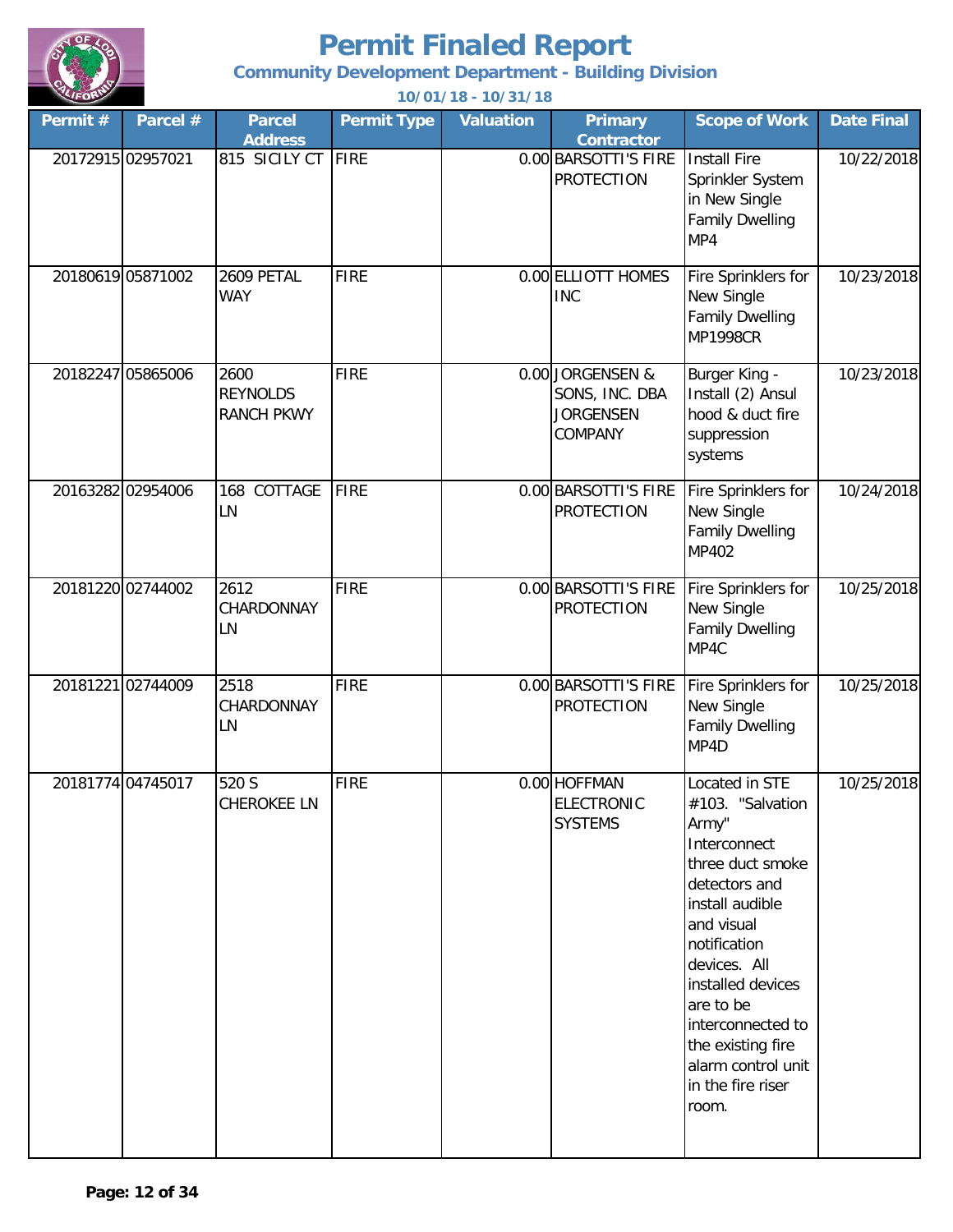# Permit Finaled Report

## Community Development Department - Building Division

**10/01/18 - 10/31/18**

| Permit # | Parcel # | Parcel Address | Permit Type | Valuation | Primary Contractor | Scope of Work | Date Final |
|---|---|---|---|---|---|---|---|
| 20172915 | 02957021 | 815 SICILY CT | FIRE | 0.00 | BARSOTTI'S FIRE PROTECTION | Install Fire Sprinkler System in New Single Family Dwelling MP4 | 10/22/2018 |
| 20180619 | 05871002 | 2609 PETAL WAY | FIRE | 0.00 | ELLIOTT HOMES INC | Fire Sprinklers for New Single Family Dwelling MP1998CR | 10/23/2018 |
| 20182247 | 05865006 | 2600 REYNOLDS RANCH PKWY | FIRE | 0.00 | JORGENSEN & SONS, INC. DBA JORGENSEN COMPANY | Burger King - Install (2) Ansul hood & duct fire suppression systems | 10/23/2018 |
| 20163282 | 02954006 | 168 COTTAGE LN | FIRE | 0.00 | BARSOTTI'S FIRE PROTECTION | Fire Sprinklers for New Single Family Dwelling MP402 | 10/24/2018 |
| 20181220 | 02744002 | 2612 CHARDONNAY LN | FIRE | 0.00 | BARSOTTI'S FIRE PROTECTION | Fire Sprinklers for New Single Family Dwelling MP4C | 10/25/2018 |
| 20181221 | 02744009 | 2518 CHARDONNAY LN | FIRE | 0.00 | BARSOTTI'S FIRE PROTECTION | Fire Sprinklers for New Single Family Dwelling MP4D | 10/25/2018 |
| 20181774 | 04745017 | 520 S CHEROKEE LN | FIRE | 0.00 | HOFFMAN ELECTRONIC SYSTEMS | Located in STE #103. "Salvation Army" Interconnect three duct smoke detectors and install audible and visual notification devices. All installed devices are to be interconnected to the existing fire alarm control unit in the fire riser room. | 10/25/2018 |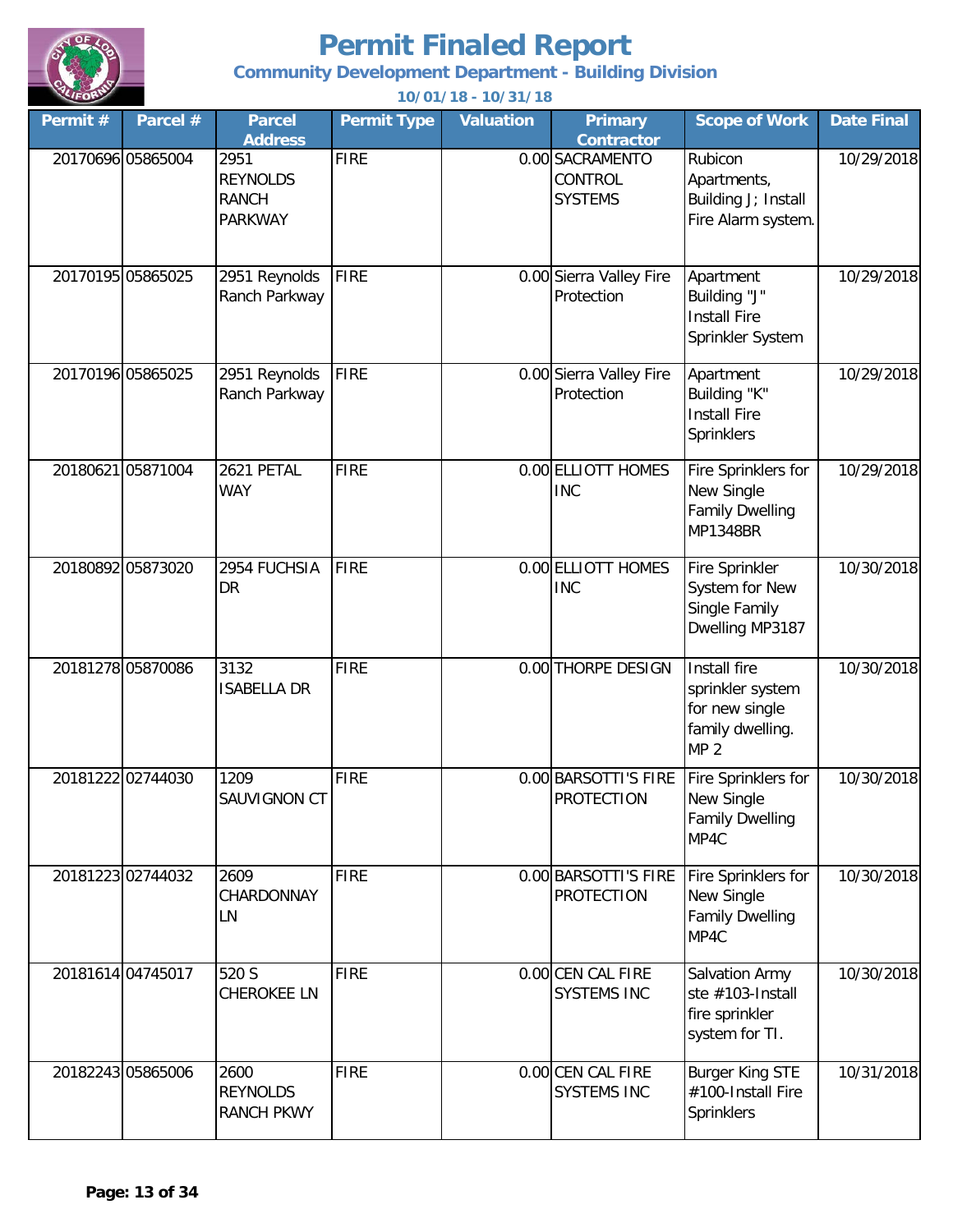# Permit Finaled Report

**Community Development Department - Building Division**

**10/01/18 - 10/31/18**

| Permit # | Parcel # | Parcel Address | Permit Type | Valuation | Primary Contractor | Scope of Work | Date Final |
|---|---|---|---|---|---|---|---|
| 20170696 | 05865004 | 2951 REYNOLDS RANCH PARKWAY | FIRE | 0.00 | SACRAMENTO CONTROL SYSTEMS | Rubicon Apartments, Building J; Install Fire Alarm system. | 10/29/2018 |
| 20170195 | 05865025 | 2951 Reynolds Ranch Parkway | FIRE | 0.00 | Sierra Valley Fire Protection | Apartment Building "J" Install Fire Sprinkler System | 10/29/2018 |
| 20170196 | 05865025 | 2951 Reynolds Ranch Parkway | FIRE | 0.00 | Sierra Valley Fire Protection | Apartment Building "K" Install Fire Sprinklers | 10/29/2018 |
| 20180621 | 05871004 | 2621 PETAL WAY | FIRE | 0.00 | ELLIOTT HOMES INC | Fire Sprinklers for New Single Family Dwelling MP1348BR | 10/29/2018 |
| 20180892 | 05873020 | 2954 FUCHSIA DR | FIRE | 0.00 | ELLIOTT HOMES INC | Fire Sprinkler System for New Single Family Dwelling MP3187 | 10/30/2018 |
| 20181278 | 05870086 | 3132 ISABELLA DR | FIRE | 0.00 | THORPE DESIGN | Install fire sprinkler system for new single family dwelling. MP 2 | 10/30/2018 |
| 20181222 | 02744030 | 1209 SAUVIGNON CT | FIRE | 0.00 | BARSOTTI'S FIRE PROTECTION | Fire Sprinklers for New Single Family Dwelling MP4C | 10/30/2018 |
| 20181223 | 02744032 | 2609 CHARDONNAY LN | FIRE | 0.00 | BARSOTTI'S FIRE PROTECTION | Fire Sprinklers for New Single Family Dwelling MP4C | 10/30/2018 |
| 20181614 | 04745017 | 520 S CHEROKEE LN | FIRE | 0.00 | CEN CAL FIRE SYSTEMS INC | Salvation Army ste #103-Install fire sprinkler system for TI. | 10/30/2018 |
| 20182243 | 05865006 | 2600 REYNOLDS RANCH PKWY | FIRE | 0.00 | CEN CAL FIRE SYSTEMS INC | Burger King STE #100-Install Fire Sprinklers | 10/31/2018 |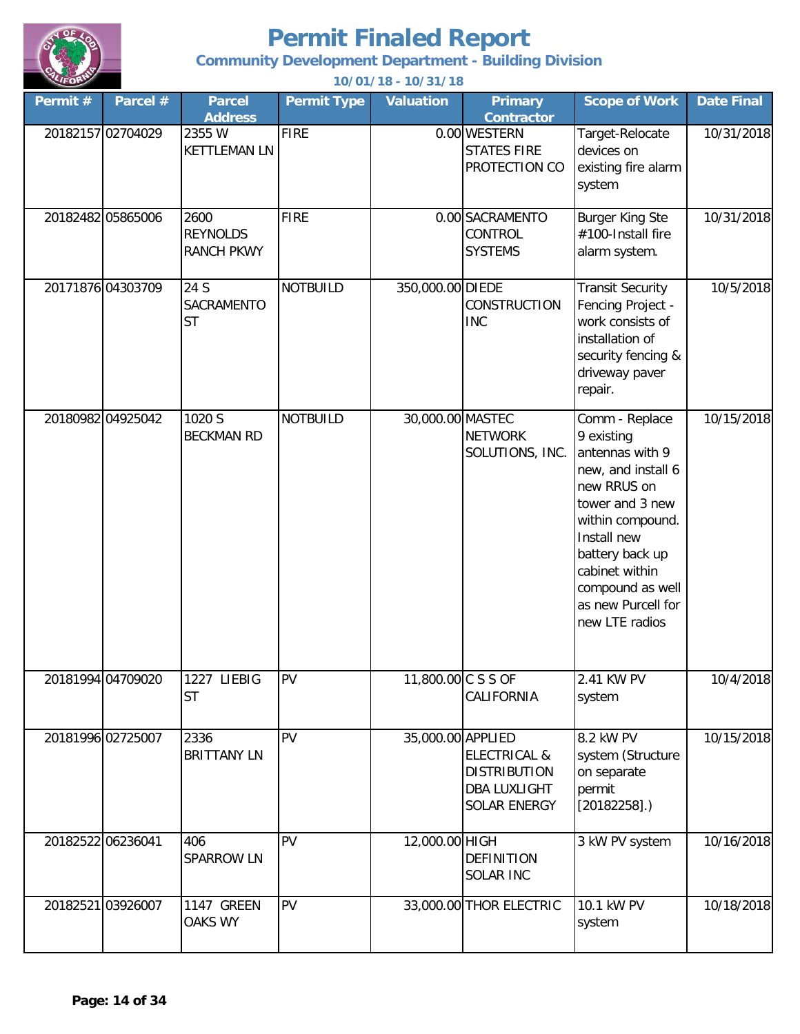# Permit Finaled Report

## Community Development Department - Building Division

10/01/18 - 10/31/18

| Permit # | Parcel # | Parcel Address | Permit Type | Valuation | Primary Contractor | Scope of Work | Date Final |
|---|---|---|---|---|---|---|---|
| 20182157 | 02704029 | 2355 W KETTLEMAN LN | FIRE | 0.00 | WESTERN STATES FIRE PROTECTION CO | Target-Relocate devices on existing fire alarm system | 10/31/2018 |
| 20182482 | 05865006 | 2600 REYNOLDS RANCH PKWY | FIRE | 0.00 | SACRAMENTO CONTROL SYSTEMS | Burger King Ste #100-Install fire alarm system. | 10/31/2018 |
| 20171876 | 04303709 | 24 S SACRAMENTO ST | NOTBUILD | 350,000.00 | DIEDE CONSTRUCTION INC | Transit Security Fencing Project - work consists of installation of security fencing & driveway paver repair. | 10/5/2018 |
| 20180982 | 04925042 | 1020 S BECKMAN RD | NOTBUILD | 30,000.00 | MASTEC NETWORK SOLUTIONS, INC. | Comm - Replace 9 existing antennas with 9 new, and install 6 new RRUS on tower and 3 new within compound. Install new battery back up cabinet within compound as well as new Purcell for new LTE radios | 10/15/2018 |
| 20181994 | 04709020 | 1227 LIEBIG ST | PV | 11,800.00 | C S S OF CALIFORNIA | 2.41 KW PV system | 10/4/2018 |
| 20181996 | 02725007 | 2336 BRITTANY LN | PV | 35,000.00 | APPLIED ELECTRICAL & DISTRIBUTION DBA LUXLIGHT SOLAR ENERGY | 8.2 kW PV system (Structure on separate permit [20182258].) | 10/15/2018 |
| 20182522 | 06236041 | 406 SPARROW LN | PV | 12,000.00 | HIGH DEFINITION SOLAR INC | 3 kW PV system | 10/16/2018 |
| 20182521 | 03926007 | 1147 GREEN OAKS WY | PV | 33,000.00 | THOR ELECTRIC | 10.1 kW PV system | 10/18/2018 |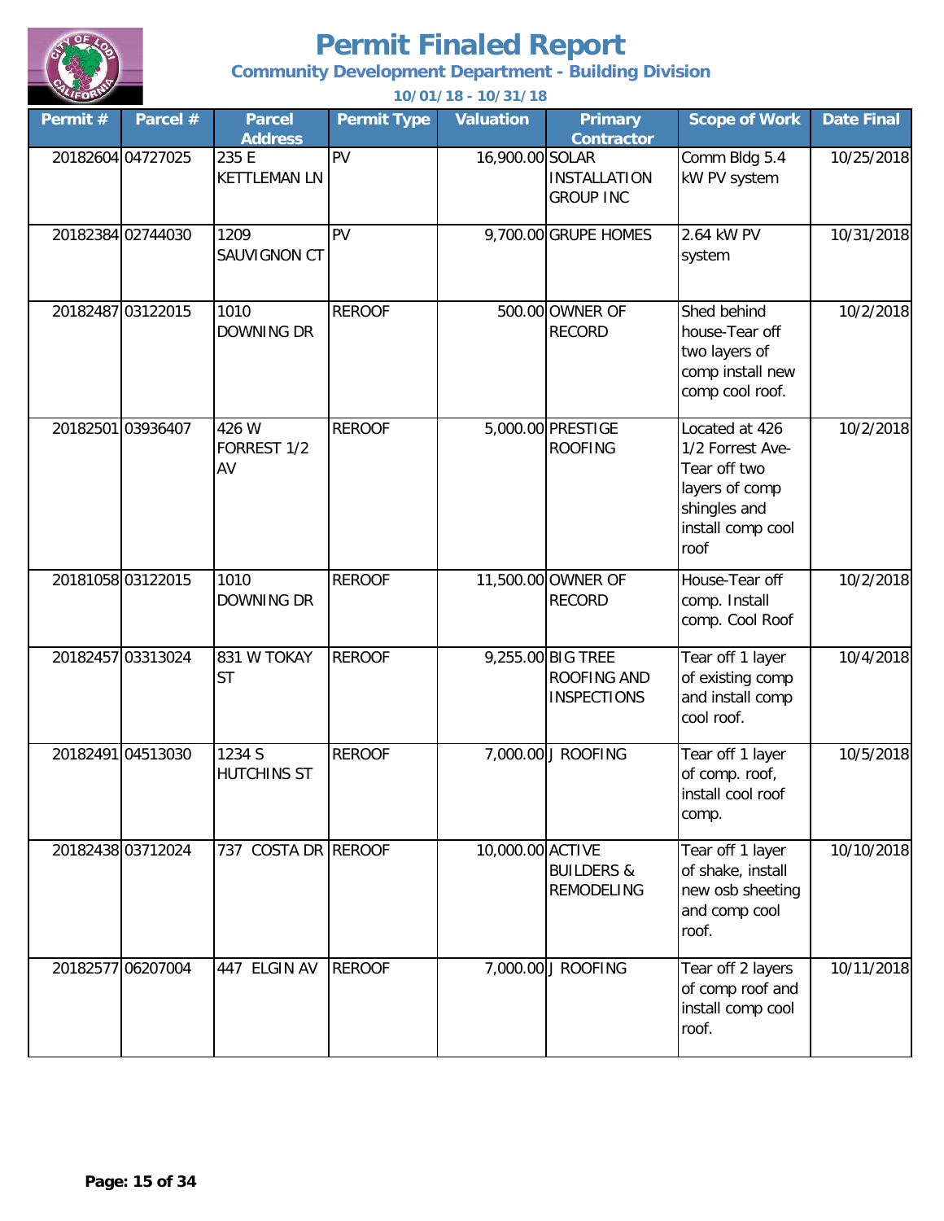# Permit Finaled Report

## Community Development Department - Building Division

**10/01/18 - 10/31/18**

| Permit # | Parcel # | Parcel Address | Permit Type | Valuation | Primary Contractor | Scope of Work | Date Final |
|---|---|---|---|---|---|---|---|
| 20182604 | 04727025 | 235 E KETTLEMAN LN | PV | 16,900.00 | SOLAR INSTALLATION GROUP INC | Comm Bldg 5.4 kW PV system | 10/25/2018 |
| 20182384 | 02744030 | 1209 SAUVIGNON CT | PV | 9,700.00 | GRUPE HOMES | 2.64 kW PV system | 10/31/2018 |
| 20182487 | 03122015 | 1010 DOWNING DR | REROOF | 500.00 | OWNER OF RECORD | Shed behind house-Tear off two layers of comp install new comp cool roof. | 10/2/2018 |
| 20182501 | 03936407 | 426 W FORREST 1/2 AV | REROOF | 5,000.00 | PRESTIGE ROOFING | Located at 426 1/2 Forrest Ave-Tear off two layers of comp shingles and install comp cool roof | 10/2/2018 |
| 20181058 | 03122015 | 1010 DOWNING DR | REROOF | 11,500.00 | OWNER OF RECORD | House-Tear off comp. Install comp. Cool Roof | 10/2/2018 |
| 20182457 | 03313024 | 831 W TOKAY ST | REROOF | 9,255.00 | BIG TREE ROOFING AND INSPECTIONS | Tear off 1 layer of existing comp and install comp cool roof. | 10/4/2018 |
| 20182491 | 04513030 | 1234 S HUTCHINS ST | REROOF | 7,000.00 | J ROOFING | Tear off 1 layer of comp. roof, install cool roof comp. | 10/5/2018 |
| 20182438 | 03712024 | 737 COSTA DR | REROOF | 10,000.00 | ACTIVE BUILDERS & REMODELING | Tear off 1 layer of shake, install new osb sheeting and comp cool roof. | 10/10/2018 |
| 20182577 | 06207004 | 447 ELGIN AV | REROOF | 7,000.00 | J ROOFING | Tear off 2 layers of comp roof and install comp cool roof. | 10/11/2018 |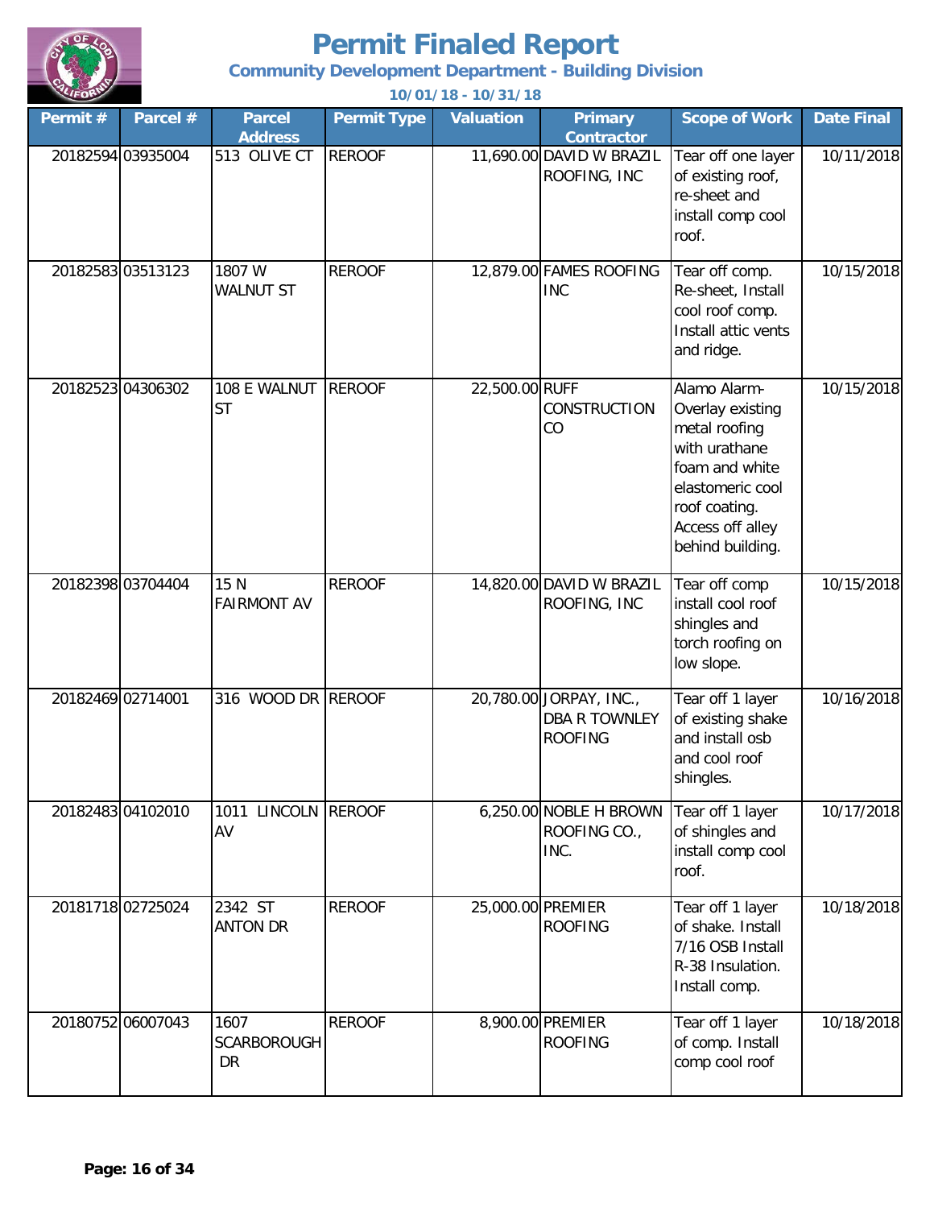# Permit Finaled Report

## Community Development Department - Building Division

**10/01/18 - 10/31/18**

| Permit # | Parcel # | Parcel Address | Permit Type | Valuation | Primary Contractor | Scope of Work | Date Final |
|---|---|---|---|---|---|---|---|
| 20182594 | 03935004 | 513 OLIVE CT | REROOF | 11,690.00 | DAVID W BRAZIL ROOFING, INC | Tear off one layer of existing roof, re-sheet and install comp cool roof. | 10/11/2018 |
| 20182583 | 03513123 | 1807 W WALNUT ST | REROOF | 12,879.00 | FAMES ROOFING INC | Tear off comp. Re-sheet, Install cool roof comp. Install attic vents and ridge. | 10/15/2018 |
| 20182523 | 04306302 | 108 E WALNUT ST | REROOF | 22,500.00 | RUFF CONSTRUCTION CO | Alamo Alarm- Overlay existing metal roofing with urathane foam and white elastomeric cool roof coating. Access off alley behind building. | 10/15/2018 |
| 20182398 | 03704404 | 15 N FAIRMONT AV | REROOF | 14,820.00 | DAVID W BRAZIL ROOFING, INC | Tear off comp install cool roof shingles and torch roofing on low slope. | 10/15/2018 |
| 20182469 | 02714001 | 316 WOOD DR | REROOF | 20,780.00 | JORPAY, INC., DBA R TOWNLEY ROOFING | Tear off 1 layer of existing shake and install osb and cool roof shingles. | 10/16/2018 |
| 20182483 | 04102010 | 1011 LINCOLN AV | REROOF | 6,250.00 | NOBLE H BROWN ROOFING CO., INC. | Tear off 1 layer of shingles and install comp cool roof. | 10/17/2018 |
| 20181718 | 02725024 | 2342 ST ANTON DR | REROOF | 25,000.00 | PREMIER ROOFING | Tear off 1 layer of shake. Install 7/16 OSB Install R-38 Insulation. Install comp. | 10/18/2018 |
| 20180752 | 06007043 | 1607 SCARBOROUGH DR | REROOF | 8,900.00 | PREMIER ROOFING | Tear off 1 layer of comp. Install comp cool roof | 10/18/2018 |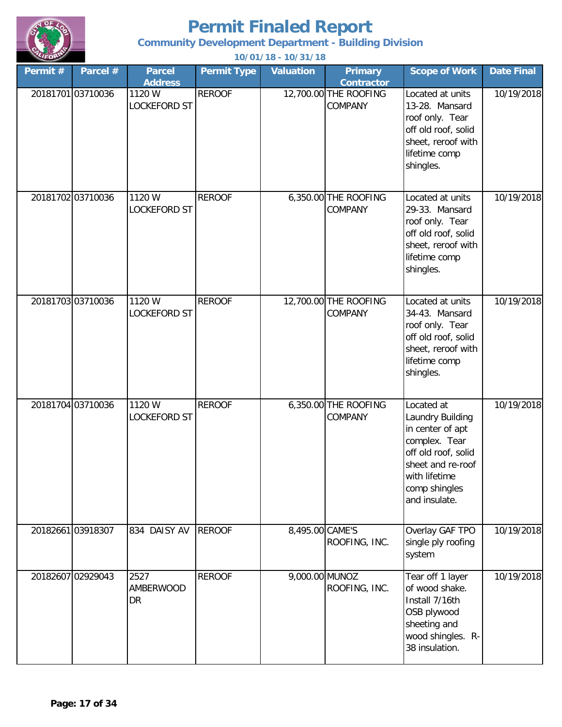# Permit Finaled Report

### Community Development Department - Building Division

**10/01/18 - 10/31/18**

| Permit # | Parcel # | Parcel Address | Permit Type | Valuation | Primary Contractor | Scope of Work | Date Final |
|---|---|---|---|---|---|---|---|
| 20181701 | 03710036 | 1120 W LOCKEFORD ST | REROOF | 12,700.00 | THE ROOFING COMPANY | Located at units 13-28. Mansard roof only. Tear off old roof, solid sheet, reroof with lifetime comp shingles. | 10/19/2018 |
| 20181702 | 03710036 | 1120 W LOCKEFORD ST | REROOF | 6,350.00 | THE ROOFING COMPANY | Located at units 29-33. Mansard roof only. Tear off old roof, solid sheet, reroof with lifetime comp shingles. | 10/19/2018 |
| 20181703 | 03710036 | 1120 W LOCKEFORD ST | REROOF | 12,700.00 | THE ROOFING COMPANY | Located at units 34-43. Mansard roof only. Tear off old roof, solid sheet, reroof with lifetime comp shingles. | 10/19/2018 |
| 20181704 | 03710036 | 1120 W LOCKEFORD ST | REROOF | 6,350.00 | THE ROOFING COMPANY | Located at Laundry Building in center of apt complex. Tear off old roof, solid sheet and re-roof with lifetime comp shingles and insulate. | 10/19/2018 |
| 20182661 | 03918307 | 834 DAISY AV | REROOF | 8,495.00 | CAME'S ROOFING, INC. | Overlay GAF TPO single ply roofing system | 10/19/2018 |
| 20182607 | 02929043 | 2527 AMBERWOOD DR | REROOF | 9,000.00 | MUNOZ ROOFING, INC. | Tear off 1 layer of wood shake. Install 7/16th OSB plywood sheeting and wood shingles. R-38 insulation. | 10/19/2018 |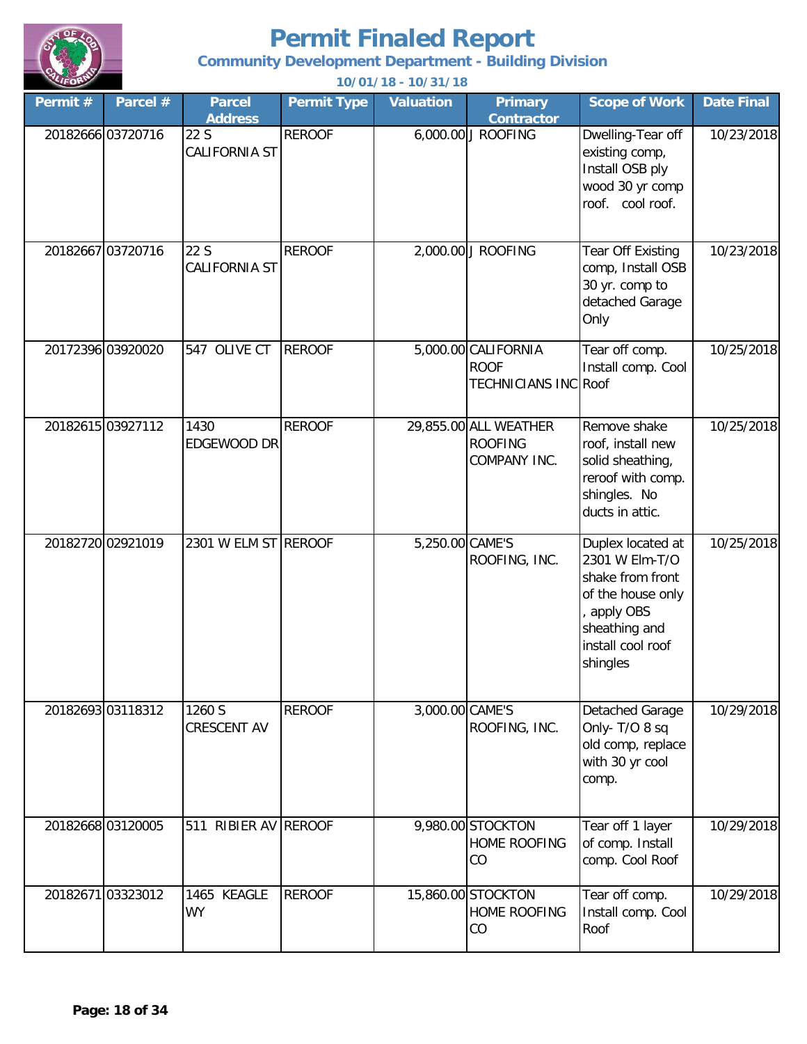# Permit Finaled Report

**Community Development Department - Building Division**

**10/01/18 - 10/31/18**

| Permit # | Parcel # | Parcel Address | Permit Type | Valuation | Primary Contractor | Scope of Work | Date Final |
|---|---|---|---|---|---|---|---|
| 20182666 | 03720716 | 22 S CALIFORNIA ST | REROOF | 6,000.00 | J ROOFING | Dwelling-Tear off existing comp, Install OSB ply wood 30 yr comp roof. cool roof. | 10/23/2018 |
| 20182667 | 03720716 | 22 S CALIFORNIA ST | REROOF | 2,000.00 | J ROOFING | Tear Off Existing comp, Install OSB 30 yr. comp to detached Garage Only | 10/23/2018 |
| 20172396 | 03920020 | 547 OLIVE CT | REROOF | 5,000.00 | CALIFORNIA ROOF TECHNICIANS INC | Tear off comp. Install comp. Cool Roof | 10/25/2018 |
| 20182615 | 03927112 | 1430 EDGEWOOD DR | REROOF | 29,855.00 | ALL WEATHER ROOFING COMPANY INC. | Remove shake roof, install new solid sheathing, reroof with comp. shingles. No ducts in attic. | 10/25/2018 |
| 20182720 | 02921019 | 2301 W ELM ST | REROOF | 5,250.00 | CAME'S ROOFING, INC. | Duplex located at 2301 W Elm-T/O shake from front of the house only , apply OBS sheathing and install cool roof shingles | 10/25/2018 |
| 20182693 | 03118312 | 1260 S CRESCENT AV | REROOF | 3,000.00 | CAME'S ROOFING, INC. | Detached Garage Only- T/O 8 sq old comp, replace with 30 yr cool comp. | 10/29/2018 |
| 20182668 | 03120005 | 511 RIBIER AV | REROOF | 9,980.00 | STOCKTON HOME ROOFING CO | Tear off 1 layer of comp. Install comp. Cool Roof | 10/29/2018 |
| 20182671 | 03323012 | 1465 KEAGLE WY | REROOF | 15,860.00 | STOCKTON HOME ROOFING CO | Tear off comp. Install comp. Cool Roof | 10/29/2018 |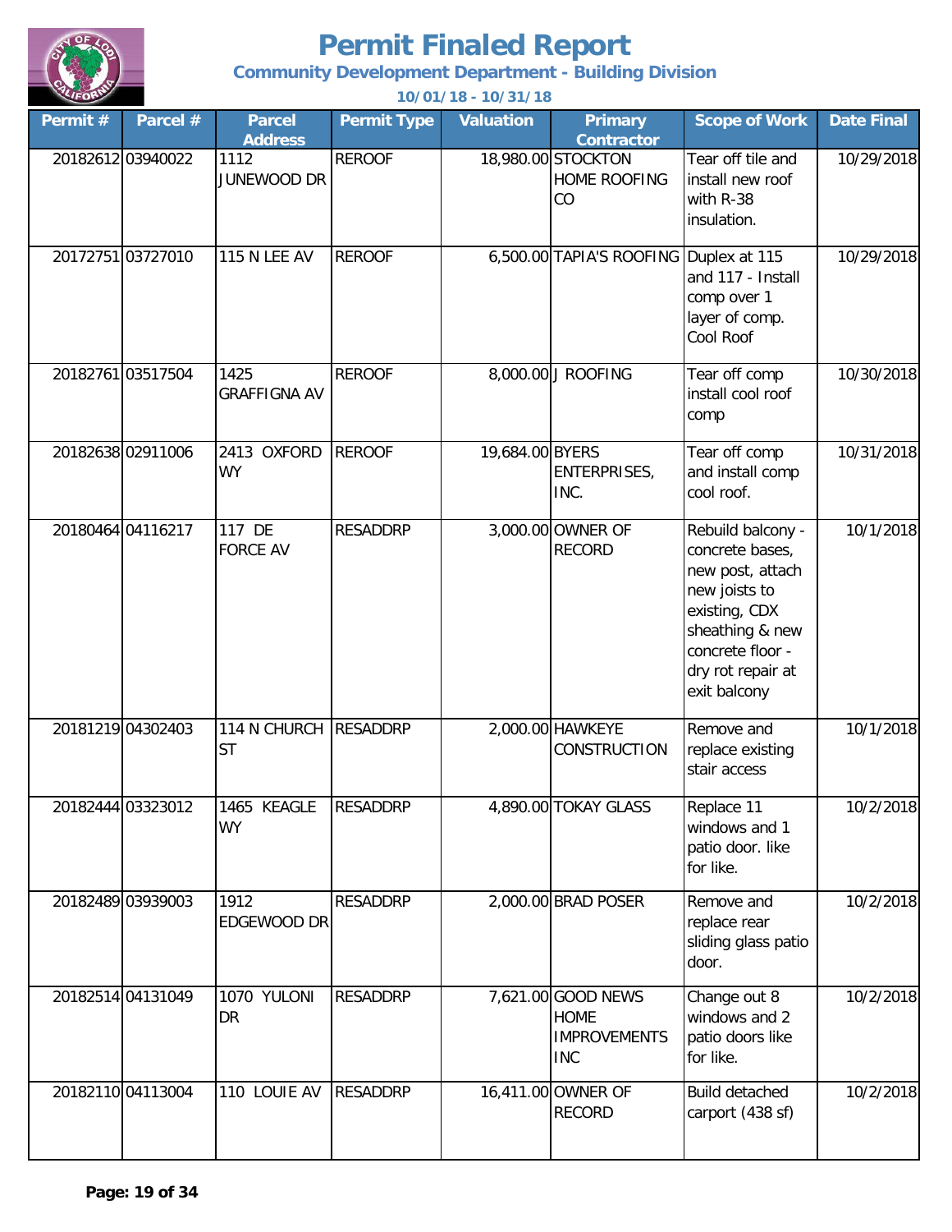# Permit Finaled Report

**Community Development Department - Building Division**

**10/01/18 - 10/31/18**

| Permit # | Parcel # | Parcel Address | Permit Type | Valuation | Primary Contractor | Scope of Work | Date Final |
|---|---|---|---|---|---|---|---|
| 20182612 | 03940022 | 1112 JUNEWOOD DR | REROOF | 18,980.00 | STOCKTON HOME ROOFING CO | Tear off tile and install new roof with R-38 insulation. | 10/29/2018 |
| 20172751 | 03727010 | 115 N LEE AV | REROOF | 6,500.00 | TAPIA'S ROOFING | Duplex at 115 and 117 - Install comp over 1 layer of comp. Cool Roof | 10/29/2018 |
| 20182761 | 03517504 | 1425 GRAFFIGNA AV | REROOF | 8,000.00 | J ROOFING | Tear off comp install cool roof comp | 10/30/2018 |
| 20182638 | 02911006 | 2413 OXFORD WY | REROOF | 19,684.00 | BYERS ENTERPRISES, INC. | Tear off comp and install comp cool roof. | 10/31/2018 |
| 20180464 | 04116217 | 117 DE FORCE AV | RESADDRP | 3,000.00 | OWNER OF RECORD | Rebuild balcony - concrete bases, new post, attach new joists to existing, CDX sheathing & new concrete floor - dry rot repair at exit balcony | 10/1/2018 |
| 20181219 | 04302403 | 114 N CHURCH ST | RESADDRP | 2,000.00 | HAWKEYE CONSTRUCTION | Remove and replace existing stair access | 10/1/2018 |
| 20182444 | 03323012 | 1465 KEAGLE WY | RESADDRP | 4,890.00 | TOKAY GLASS | Replace 11 windows and 1 patio door. like for like. | 10/2/2018 |
| 20182489 | 03939003 | 1912 EDGEWOOD DR | RESADDRP | 2,000.00 | BRAD POSER | Remove and replace rear sliding glass patio door. | 10/2/2018 |
| 20182514 | 04131049 | 1070 YULONI DR | RESADDRP | 7,621.00 | GOOD NEWS HOME IMPROVEMENTS INC | Change out 8 windows and 2 patio doors like for like. | 10/2/2018 |
| 20182110 | 04113004 | 110 LOUIE AV | RESADDRP | 16,411.00 | OWNER OF RECORD | Build detached carport (438 sf) | 10/2/2018 |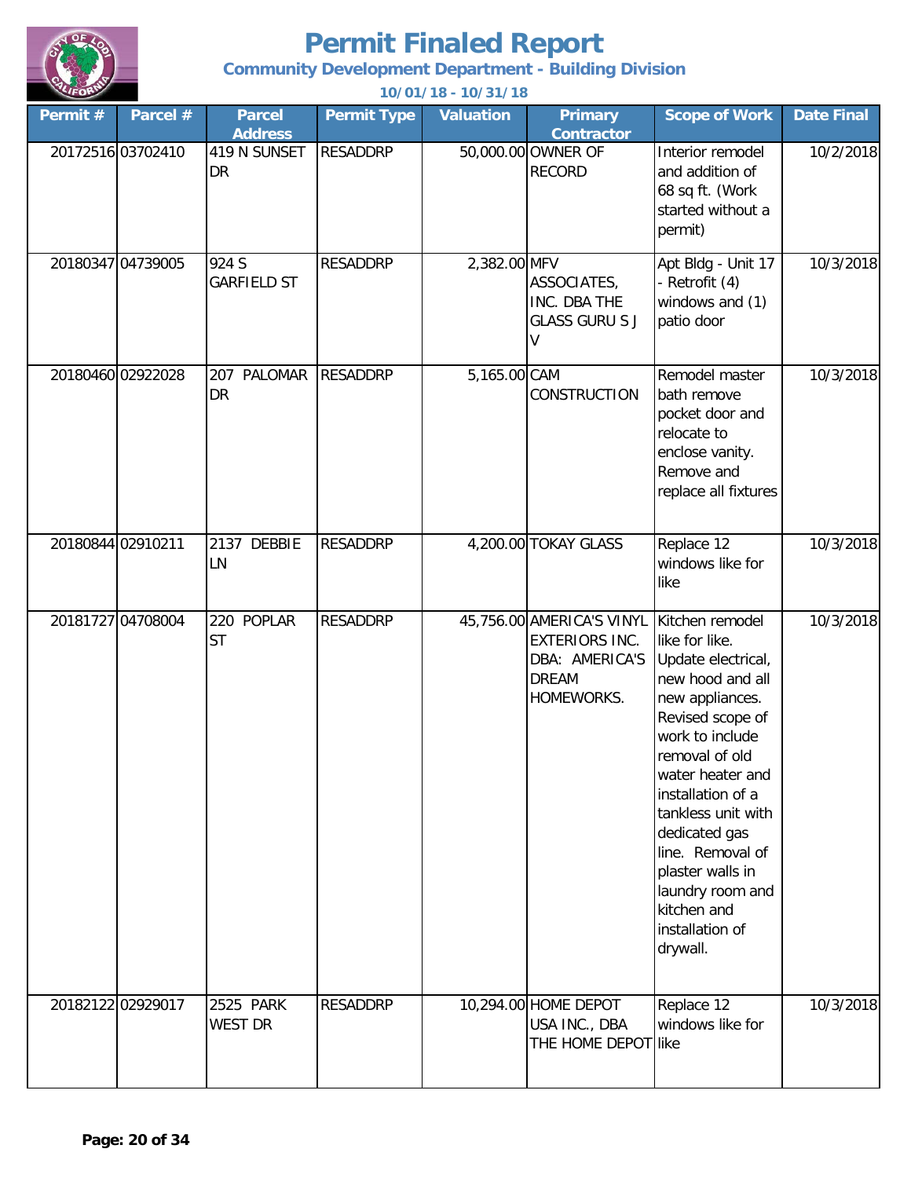# Permit Finaled Report

**Community Development Department - Building Division**

**10/01/18 - 10/31/18**

| Permit # | Parcel # | Parcel Address | Permit Type | Valuation | Primary Contractor | Scope of Work | Date Final |
|---|---|---|---|---|---|---|---|
| 20172516 | 03702410 | 419 N SUNSET DR | RESADDRP | 50,000.00 | OWNER OF RECORD | Interior remodel and addition of 68 sq ft. (Work started without a permit) | 10/2/2018 |
| 20180347 | 04739005 | 924 S GARFIELD ST | RESADDRP | 2,382.00 | MFV ASSOCIATES, INC. DBA THE GLASS GURU S J V | Apt Bldg - Unit 17 - Retrofit (4) windows and (1) patio door | 10/3/2018 |
| 20180460 | 02922028 | 207 PALOMAR DR | RESADDRP | 5,165.00 | CAM CONSTRUCTION | Remodel master bath remove pocket door and relocate to enclose vanity. Remove and replace all fixtures | 10/3/2018 |
| 20180844 | 02910211 | 2137 DEBBIE LN | RESADDRP | 4,200.00 | TOKAY GLASS | Replace 12 windows like for like | 10/3/2018 |
| 20181727 | 04708004 | 220 POPLAR ST | RESADDRP | 45,756.00 | AMERICA'S VINYL EXTERIORS INC. DBA: AMERICA'S DREAM HOMEWORKS. | Kitchen remodel like for like. Update electrical, new hood and all new appliances. Revised scope of work to include removal of old water heater and installation of a tankless unit with dedicated gas line. Removal of plaster walls in laundry room and kitchen and installation of drywall. | 10/3/2018 |
| 20182122 | 02929017 | 2525 PARK WEST DR | RESADDRP | 10,294.00 | HOME DEPOT USA INC., DBA THE HOME DEPOT | Replace 12 windows like for like | 10/3/2018 |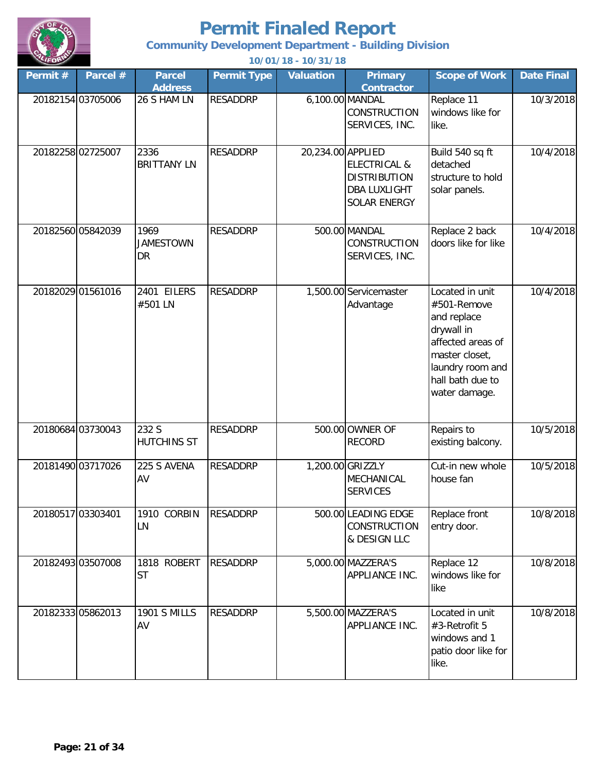# Permit Finaled Report

## Community Development Department - Building Division

**10/01/18 - 10/31/18**

| Permit # | Parcel # | Parcel Address | Permit Type | Valuation | Primary Contractor | Scope of Work | Date Final |
|---|---|---|---|---|---|---|---|
| 20182154 | 03705006 | 26 S HAM LN | RESADDRP | 6,100.00 | MANDAL CONSTRUCTION SERVICES, INC. | Replace 11 windows like for like. | 10/3/2018 |
| 20182258 | 02725007 | 2336 BRITTANY LN | RESADDRP | 20,234.00 | APPLIED ELECTRICAL & DISTRIBUTION DBA LUXLIGHT SOLAR ENERGY | Build 540 sq ft detached structure to hold solar panels. | 10/4/2018 |
| 20182560 | 05842039 | 1969 JAMESTOWN DR | RESADDRP | 500.00 | MANDAL CONSTRUCTION SERVICES, INC. | Replace 2 back doors like for like | 10/4/2018 |
| 20182029 | 01561016 | 2401 EILERS #501 LN | RESADDRP | 1,500.00 | Servicemaster Advantage | Located in unit #501-Remove and replace drywall in affected areas of master closet, laundry room and hall bath due to water damage. | 10/4/2018 |
| 20180684 | 03730043 | 232 S HUTCHINS ST | RESADDRP | 500.00 | OWNER OF RECORD | Repairs to existing balcony. | 10/5/2018 |
| 20181490 | 03717026 | 225 S AVENA AV | RESADDRP | 1,200.00 | GRIZZLY MECHANICAL SERVICES | Cut-in new whole house fan | 10/5/2018 |
| 20180517 | 03303401 | 1910 CORBIN LN | RESADDRP | 500.00 | LEADING EDGE CONSTRUCTION & DESIGN LLC | Replace front entry door. | 10/8/2018 |
| 20182493 | 03507008 | 1818 ROBERT ST | RESADDRP | 5,000.00 | MAZZERA'S APPLIANCE INC. | Replace 12 windows like for like | 10/8/2018 |
| 20182333 | 05862013 | 1901 S MILLS AV | RESADDRP | 5,500.00 | MAZZERA'S APPLIANCE INC. | Located in unit #3-Retrofit 5 windows and 1 patio door like for like. | 10/8/2018 |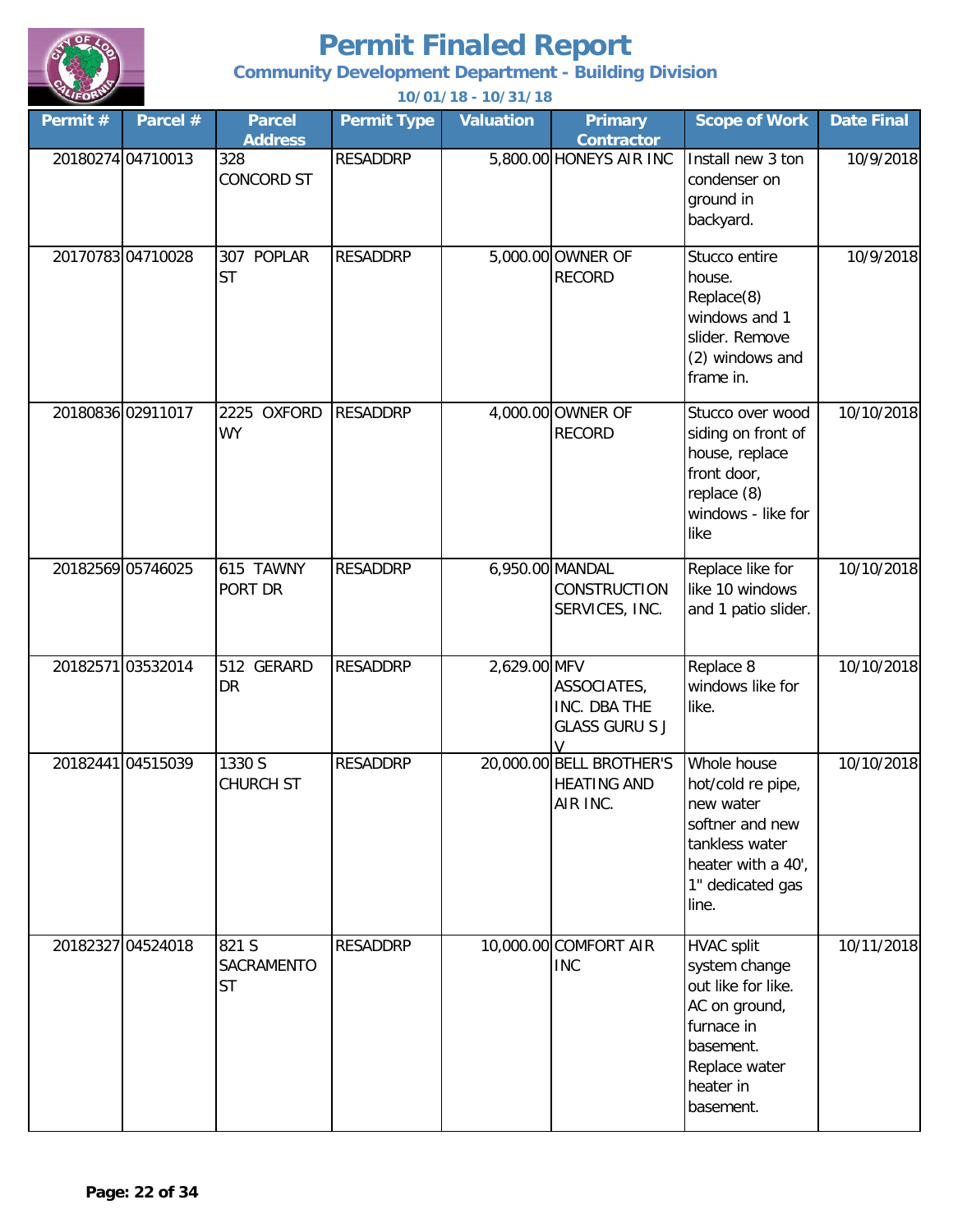# Permit Finaled Report

**Community Development Department - Building Division**

**10/01/18 - 10/31/18**

| Permit # | Parcel # | Parcel Address | Permit Type | Valuation | Primary Contractor | Scope of Work | Date Final |
|---|---|---|---|---|---|---|---|
| 20180274 | 04710013 | 328 CONCORD ST | RESADDRP | 5,800.00 | HONEYS AIR INC | Install new 3 ton condenser on ground in backyard. | 10/9/2018 |
| 20170783 | 04710028 | 307 POPLAR ST | RESADDRP | 5,000.00 | OWNER OF RECORD | Stucco entire house. Replace(8) windows and 1 slider. Remove (2) windows and frame in. | 10/9/2018 |
| 20180836 | 02911017 | 2225 OXFORD WY | RESADDRP | 4,000.00 | OWNER OF RECORD | Stucco over wood siding on front of house, replace front door, replace (8) windows - like for like | 10/10/2018 |
| 20182569 | 05746025 | 615 TAWNY PORT DR | RESADDRP | 6,950.00 | MANDAL CONSTRUCTION SERVICES, INC. | Replace like for like 10 windows and 1 patio slider. | 10/10/2018 |
| 20182571 | 03532014 | 512 GERARD DR | RESADDRP | 2,629.00 | MFV ASSOCIATES, INC. DBA THE GLASS GURU S J V | Replace 8 windows like for like. | 10/10/2018 |
| 20182441 | 04515039 | 1330 S CHURCH ST | RESADDRP | 20,000.00 | BELL BROTHER'S HEATING AND AIR INC. | Whole house hot/cold re pipe, new water softner and new tankless water heater with a 40', 1" dedicated gas line. | 10/10/2018 |
| 20182327 | 04524018 | 821 S SACRAMENTO ST | RESADDRP | 10,000.00 | COMFORT AIR INC | HVAC split system change out like for like. AC on ground, furnace in basement. Replace water heater in basement. | 10/11/2018 |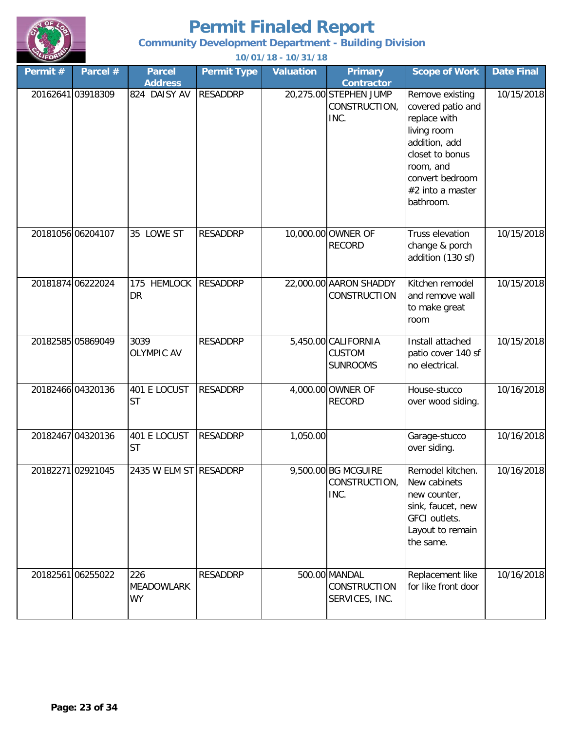# Permit Finaled Report

**Community Development Department - Building Division**

**10/01/18 - 10/31/18**

| Permit # | Parcel # | Parcel Address | Permit Type | Valuation | Primary Contractor | Scope of Work | Date Final |
|---|---|---|---|---|---|---|---|
| 20162641 | 03918309 | 824 DAISY AV | RESADDRP | 20,275.00 | STEPHEN JUMP CONSTRUCTION, INC. | Remove existing covered patio and replace with living room addition, add closet to bonus room, and convert bedroom #2 into a master bathroom. | 10/15/2018 |
| 20181056 | 06204107 | 35 LOWE ST | RESADDRP | 10,000.00 | OWNER OF RECORD | Truss elevation change & porch addition (130 sf) | 10/15/2018 |
| 20181874 | 06222024 | 175 HEMLOCK DR | RESADDRP | 22,000.00 | AARON SHADDY CONSTRUCTION | Kitchen remodel and remove wall to make great room | 10/15/2018 |
| 20182585 | 05869049 | 3039 OLYMPIC AV | RESADDRP | 5,450.00 | CALIFORNIA CUSTOM SUNROOMS | Install attached patio cover 140 sf no electrical. | 10/15/2018 |
| 20182466 | 04320136 | 401 E LOCUST ST | RESADDRP | 4,000.00 | OWNER OF RECORD | House-stucco over wood siding. | 10/16/2018 |
| 20182467 | 04320136 | 401 E LOCUST ST | RESADDRP | 1,050.00 | | Garage-stucco over siding. | 10/16/2018 |
| 20182271 | 02921045 | 2435 W ELM ST | RESADDRP | 9,500.00 | BG MCGUIRE CONSTRUCTION, INC. | Remodel kitchen. New cabinets new counter, sink, faucet, new GFCI outlets. Layout to remain the same. | 10/16/2018 |
| 20182561 | 06255022 | 226 MEADOWLARK WY | RESADDRP | 500.00 | MANDAL CONSTRUCTION SERVICES, INC. | Replacement like for like front door | 10/16/2018 |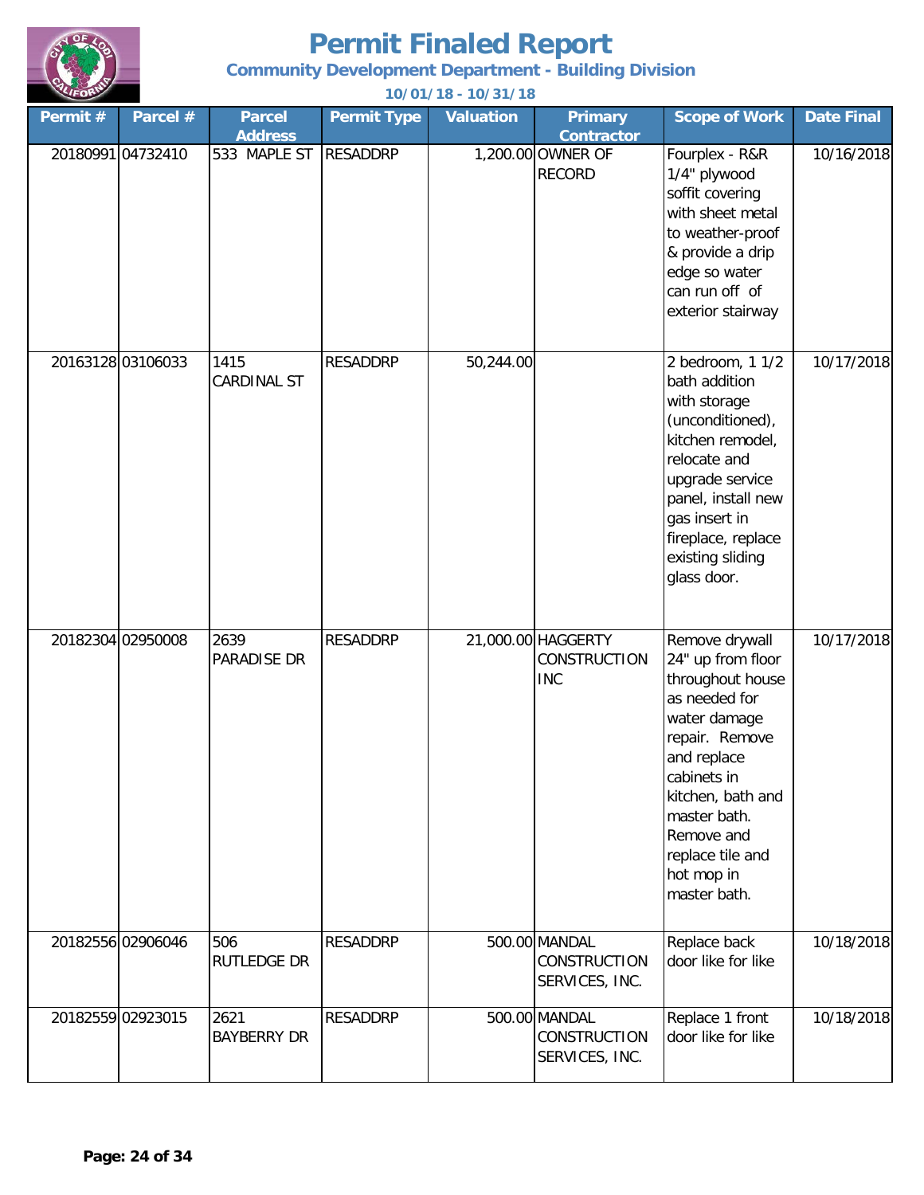# Permit Finaled Report

**Community Development Department - Building Division**

**10/01/18 - 10/31/18**

| Permit # | Parcel # | Parcel Address | Permit Type | Valuation | Primary Contractor | Scope of Work | Date Final |
|---|---|---|---|---|---|---|---|
| 20180991 | 04732410 | 533 MAPLE ST | RESADDRP | 1,200.00 | OWNER OF RECORD | Fourplex - R&R 1/4" plywood soffit covering with sheet metal to weather-proof & provide a drip edge so water can run off of exterior stairway | 10/16/2018 |
| 20163128 | 03106033 | 1415 CARDINAL ST | RESADDRP | 50,244.00 | | 2 bedroom, 1 1/2 bath addition with storage (unconditioned), kitchen remodel, relocate and upgrade service panel, install new gas insert in fireplace, replace existing sliding glass door. | 10/17/2018 |
| 20182304 | 02950008 | 2639 PARADISE DR | RESADDRP | 21,000.00 | HAGGERTY CONSTRUCTION INC | Remove drywall 24" up from floor throughout house as needed for water damage repair. Remove and replace cabinets in kitchen, bath and master bath. Remove and replace tile and hot mop in master bath. | 10/17/2018 |
| 20182556 | 02906046 | 506 RUTLEDGE DR | RESADDRP | 500.00 | MANDAL CONSTRUCTION SERVICES, INC. | Replace back door like for like | 10/18/2018 |
| 20182559 | 02923015 | 2621 BAYBERRY DR | RESADDRP | 500.00 | MANDAL CONSTRUCTION SERVICES, INC. | Replace 1 front door like for like | 10/18/2018 |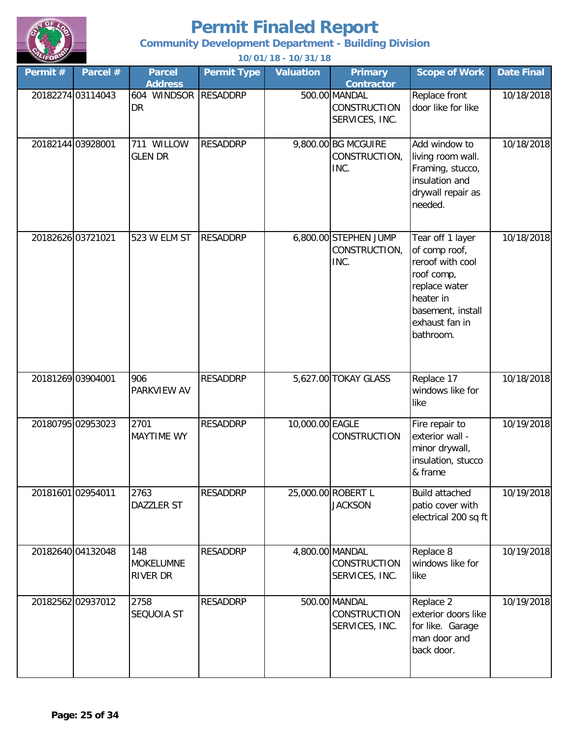# Permit Finaled Report

**Community Development Department - Building Division**

**10/01/18 - 10/31/18**

| Permit # | Parcel # | Parcel Address | Permit Type | Valuation | Primary Contractor | Scope of Work | Date Final |
|---|---|---|---|---|---|---|---|
| 20182274 | 03114043 | 604 WINDSOR DR | RESADDRP | 500.00 | MANDAL CONSTRUCTION SERVICES, INC. | Replace front door like for like | 10/18/2018 |
| 20182144 | 03928001 | 711 WILLOW GLEN DR | RESADDRP | 9,800.00 | BG MCGUIRE CONSTRUCTION, INC. | Add window to living room wall. Framing, stucco, insulation and drywall repair as needed. | 10/18/2018 |
| 20182626 | 03721021 | 523 W ELM ST | RESADDRP | 6,800.00 | STEPHEN JUMP CONSTRUCTION, INC. | Tear off 1 layer of comp roof, reroof with cool roof comp, replace water heater in basement, install exhaust fan in bathroom. | 10/18/2018 |
| 20181269 | 03904001 | 906 PARKVIEW AV | RESADDRP | 5,627.00 | TOKAY GLASS | Replace 17 windows like for like | 10/18/2018 |
| 20180795 | 02953023 | 2701 MAYTIME WY | RESADDRP | 10,000.00 | EAGLE CONSTRUCTION | Fire repair to exterior wall - minor drywall, insulation, stucco & frame | 10/19/2018 |
| 20181601 | 02954011 | 2763 DAZZLER ST | RESADDRP | 25,000.00 | ROBERT L JACKSON | Build attached patio cover with electrical 200 sq ft | 10/19/2018 |
| 20182640 | 04132048 | 148 MOKELUMNE RIVER DR | RESADDRP | 4,800.00 | MANDAL CONSTRUCTION SERVICES, INC. | Replace 8 windows like for like | 10/19/2018 |
| 20182562 | 02937012 | 2758 SEQUOIA ST | RESADDRP | 500.00 | MANDAL CONSTRUCTION SERVICES, INC. | Replace 2 exterior doors like for like. Garage man door and back door. | 10/19/2018 |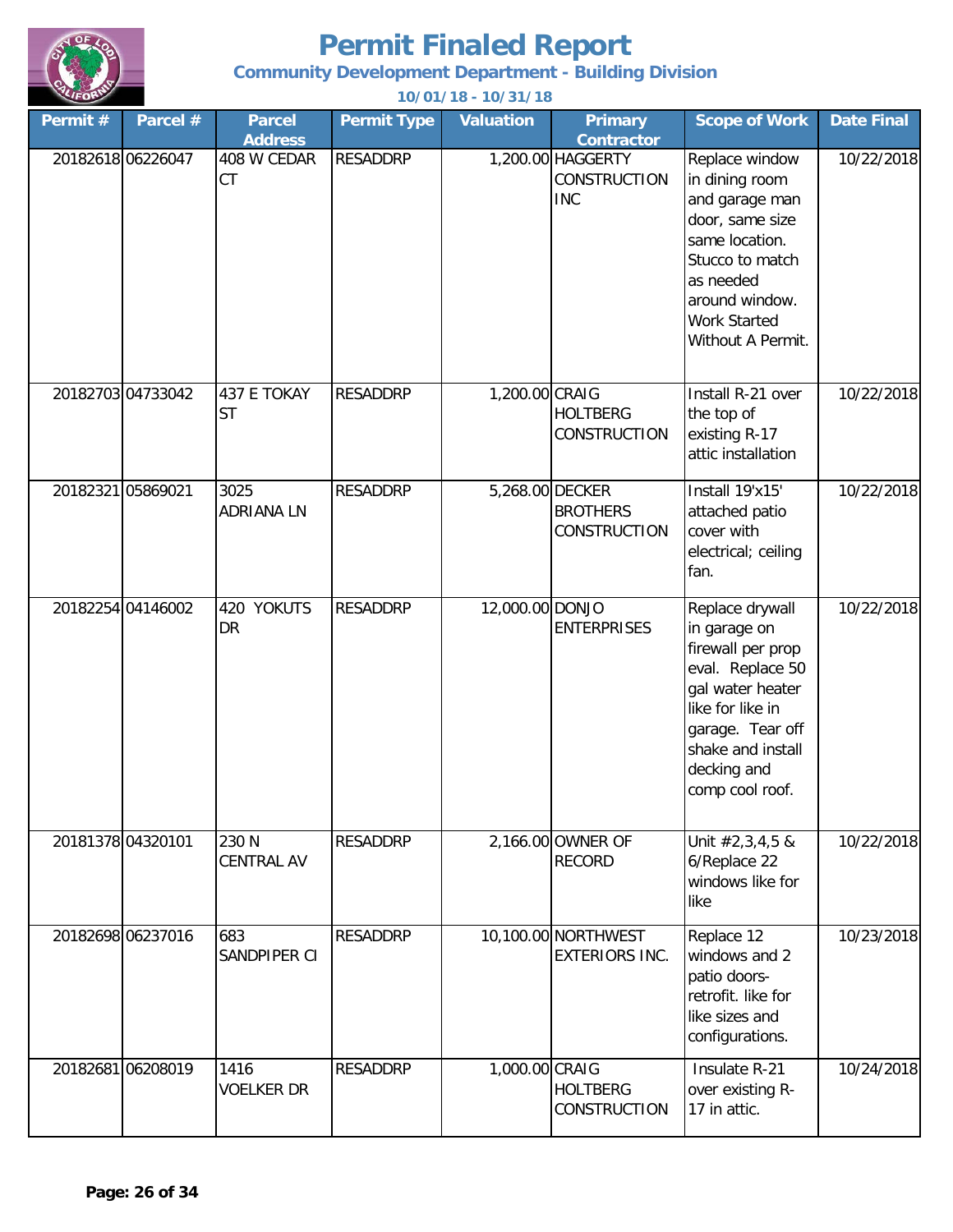# Permit Finaled Report

**Community Development Department - Building Division**

**10/01/18 - 10/31/18**

| Permit # | Parcel # | Parcel Address | Permit Type | Valuation | Primary Contractor | Scope of Work | Date Final |
|---|---|---|---|---|---|---|---|
| 20182618 | 06226047 | 408 W CEDAR CT | RESADDRP | 1,200.00 | HAGGERTY CONSTRUCTION INC | Replace window in dining room and garage man door, same size same location. Stucco to match as needed around window. Work Started Without A Permit. | 10/22/2018 |
| 20182703 | 04733042 | 437 E TOKAY ST | RESADDRP | 1,200.00 | CRAIG HOLTBERG CONSTRUCTION | Install R-21 over the top of existing R-17 attic installation | 10/22/2018 |
| 20182321 | 05869021 | 3025 ADRIANA LN | RESADDRP | 5,268.00 | DECKER BROTHERS CONSTRUCTION | Install 19'x15' attached patio cover with electrical; ceiling fan. | 10/22/2018 |
| 20182254 | 04146002 | 420 YOKUTS DR | RESADDRP | 12,000.00 | DONJO ENTERPRISES | Replace drywall in garage on firewall per prop eval. Replace 50 gal water heater like for like in garage. Tear off shake and install decking and comp cool roof. | 10/22/2018 |
| 20181378 | 04320101 | 230 N CENTRAL AV | RESADDRP | 2,166.00 | OWNER OF RECORD | Unit #2,3,4,5 & 6/Replace 22 windows like for like | 10/22/2018 |
| 20182698 | 06237016 | 683 SANDPIPER CI | RESADDRP | 10,100.00 | NORTHWEST EXTERIORS INC. | Replace 12 windows and 2 patio doors-retrofit. like for like sizes and configurations. | 10/23/2018 |
| 20182681 | 06208019 | 1416 VOELKER DR | RESADDRP | 1,000.00 | CRAIG HOLTBERG CONSTRUCTION | Insulate R-21 over existing R-17 in attic. | 10/24/2018 |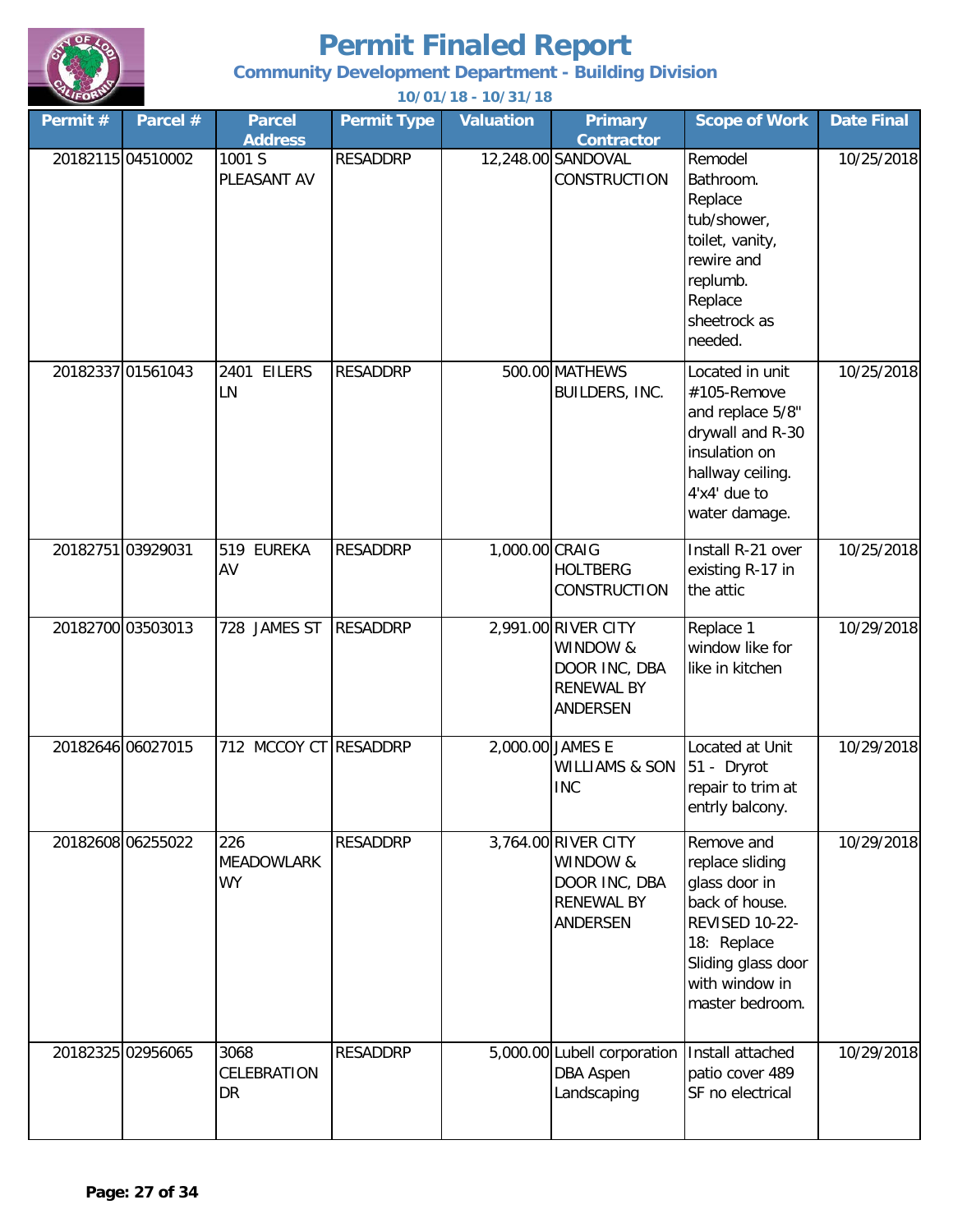# Permit Finaled Report

**Community Development Department - Building Division**

**10/01/18 - 10/31/18**

| Permit # | Parcel # | Parcel Address | Permit Type | Valuation | Primary Contractor | Scope of Work | Date Final |
|---|---|---|---|---|---|---|---|
| 20182115 | 04510002 | 1001 S PLEASANT AV | RESADDRP | 12,248.00 | SANDOVAL CONSTRUCTION | Remodel Bathroom. Replace tub/shower, toilet, vanity, rewire and replumb. Replace sheetrock as needed. | 10/25/2018 |
| 20182337 | 01561043 | 2401 EILERS LN | RESADDRP | 500.00 | MATHEWS BUILDERS, INC. | Located in unit #105-Remove and replace 5/8" drywall and R-30 insulation on hallway ceiling. 4'x4' due to water damage. | 10/25/2018 |
| 20182751 | 03929031 | 519 EUREKA AV | RESADDRP | 1,000.00 | CRAIG HOLTBERG CONSTRUCTION | Install R-21 over existing R-17 in the attic | 10/25/2018 |
| 20182700 | 03503013 | 728 JAMES ST | RESADDRP | 2,991.00 | RIVER CITY WINDOW & DOOR INC, DBA RENEWAL BY ANDERSEN | Replace 1 window like for like in kitchen | 10/29/2018 |
| 20182646 | 06027015 | 712 MCCOY CT | RESADDRP | 2,000.00 | JAMES E WILLIAMS & SON INC | Located at Unit 51 - Dryrot repair to trim at entrly balcony. | 10/29/2018 |
| 20182608 | 06255022 | 226 MEADOWLARK WY | RESADDRP | 3,764.00 | RIVER CITY WINDOW & DOOR INC, DBA RENEWAL BY ANDERSEN | Remove and replace sliding glass door in back of house. REVISED 10-22-18: Replace Sliding glass door with window in master bedroom. | 10/29/2018 |
| 20182325 | 02956065 | 3068 CELEBRATION DR | RESADDRP | 5,000.00 | Lubell corporation DBA Aspen Landscaping | Install attached patio cover 489 SF no electrical | 10/29/2018 |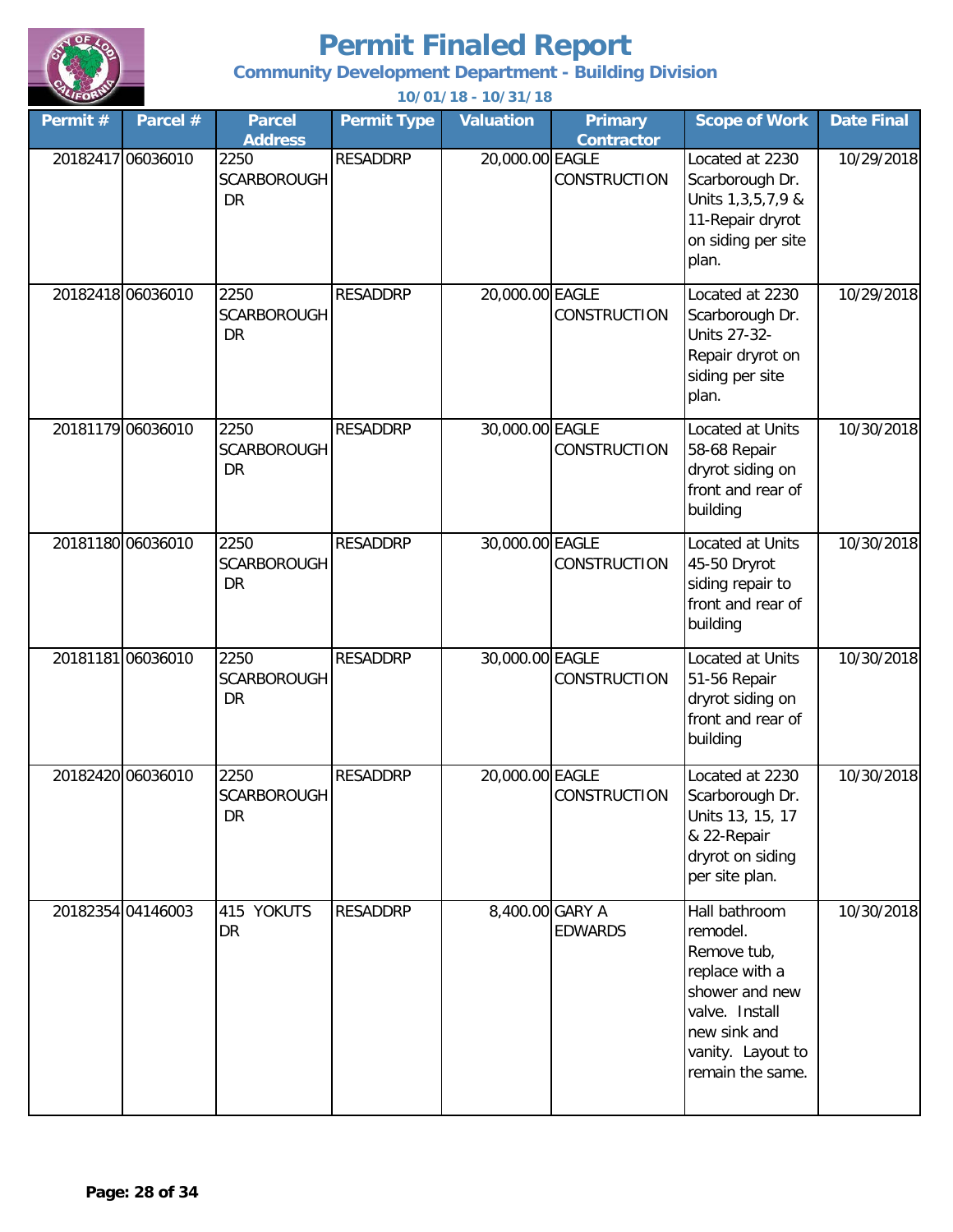# Permit Finaled Report

## Community Development Department - Building Division

**10/01/18 - 10/31/18**

| Permit # | Parcel # | Parcel Address | Permit Type | Valuation | Primary Contractor | Scope of Work | Date Final |
|---|---|---|---|---|---|---|---|
| 20182417 | 06036010 | 2250 SCARBOROUGH DR | RESADDRP | 20,000.00 | EAGLE CONSTRUCTION | Located at 2230 Scarborough Dr. Units 1,3,5,7,9 & 11-Repair dryrot on siding per site plan. | 10/29/2018 |
| 20182418 | 06036010 | 2250 SCARBOROUGH DR | RESADDRP | 20,000.00 | EAGLE CONSTRUCTION | Located at 2230 Scarborough Dr. Units 27-32-Repair dryrot on siding per site plan. | 10/29/2018 |
| 20181179 | 06036010 | 2250 SCARBOROUGH DR | RESADDRP | 30,000.00 | EAGLE CONSTRUCTION | Located at Units 58-68 Repair dryrot siding on front and rear of building | 10/30/2018 |
| 20181180 | 06036010 | 2250 SCARBOROUGH DR | RESADDRP | 30,000.00 | EAGLE CONSTRUCTION | Located at Units 45-50 Dryrot siding repair to front and rear of building | 10/30/2018 |
| 20181181 | 06036010 | 2250 SCARBOROUGH DR | RESADDRP | 30,000.00 | EAGLE CONSTRUCTION | Located at Units 51-56 Repair dryrot siding on front and rear of building | 10/30/2018 |
| 20182420 | 06036010 | 2250 SCARBOROUGH DR | RESADDRP | 20,000.00 | EAGLE CONSTRUCTION | Located at 2230 Scarborough Dr. Units 13, 15, 17 & 22-Repair dryrot on siding per site plan. | 10/30/2018 |
| 20182354 | 04146003 | 415 YOKUTS DR | RESADDRP | 8,400.00 | GARY A EDWARDS | Hall bathroom remodel. Remove tub, replace with a shower and new valve. Install new sink and vanity. Layout to remain the same. | 10/30/2018 |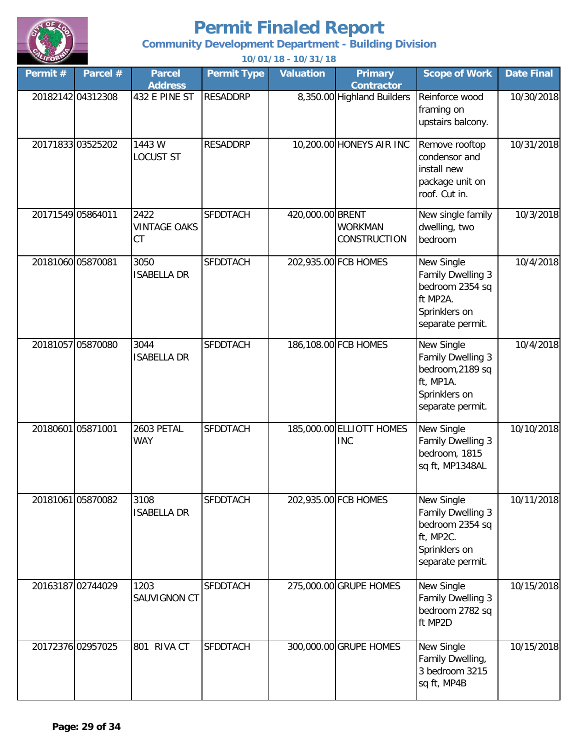# Permit Finaled Report

## Community Development Department - Building Division

### 10/01/18 - 10/31/18

| Permit # | Parcel # | Parcel Address | Permit Type | Valuation | Primary Contractor | Scope of Work | Date Final |
|---|---|---|---|---|---|---|---|
| 20182142 | 04312308 | 432 E PINE ST | RESADDRP | 8,350.00 | Highland Builders | Reinforce wood framing on upstairs balcony. | 10/30/2018 |
| 20171833 | 03525202 | 1443 W LOCUST ST | RESADDRP | 10,200.00 | HONEYS AIR INC | Remove rooftop condensor and install new package unit on roof. Cut in. | 10/31/2018 |
| 20171549 | 05864011 | 2422 VINTAGE OAKS CT | SFDDTACH | 420,000.00 | BRENT WORKMAN CONSTRUCTION | New single family dwelling, two bedroom | 10/3/2018 |
| 20181060 | 05870081 | 3050 ISABELLA DR | SFDDTACH | 202,935.00 | FCB HOMES | New Single Family Dwelling 3 bedroom 2354 sq ft MP2A. Sprinklers on separate permit. | 10/4/2018 |
| 20181057 | 05870080 | 3044 ISABELLA DR | SFDDTACH | 186,108.00 | FCB HOMES | New Single Family Dwelling 3 bedroom,2189 sq ft, MP1A. Sprinklers on separate permit. | 10/4/2018 |
| 20180601 | 05871001 | 2603 PETAL WAY | SFDDTACH | 185,000.00 | ELLIOTT HOMES INC | New Single Family Dwelling 3 bedroom, 1815 sq ft, MP1348AL | 10/10/2018 |
| 20181061 | 05870082 | 3108 ISABELLA DR | SFDDTACH | 202,935.00 | FCB HOMES | New Single Family Dwelling 3 bedroom 2354 sq ft, MP2C. Sprinklers on separate permit. | 10/11/2018 |
| 20163187 | 02744029 | 1203 SAUVIGNON CT | SFDDTACH | 275,000.00 | GRUPE HOMES | New Single Family Dwelling 3 bedroom 2782 sq ft MP2D | 10/15/2018 |
| 20172376 | 02957025 | 801 RIVA CT | SFDDTACH | 300,000.00 | GRUPE HOMES | New Single Family Dwelling, 3 bedroom 3215 sq ft, MP4B | 10/15/2018 |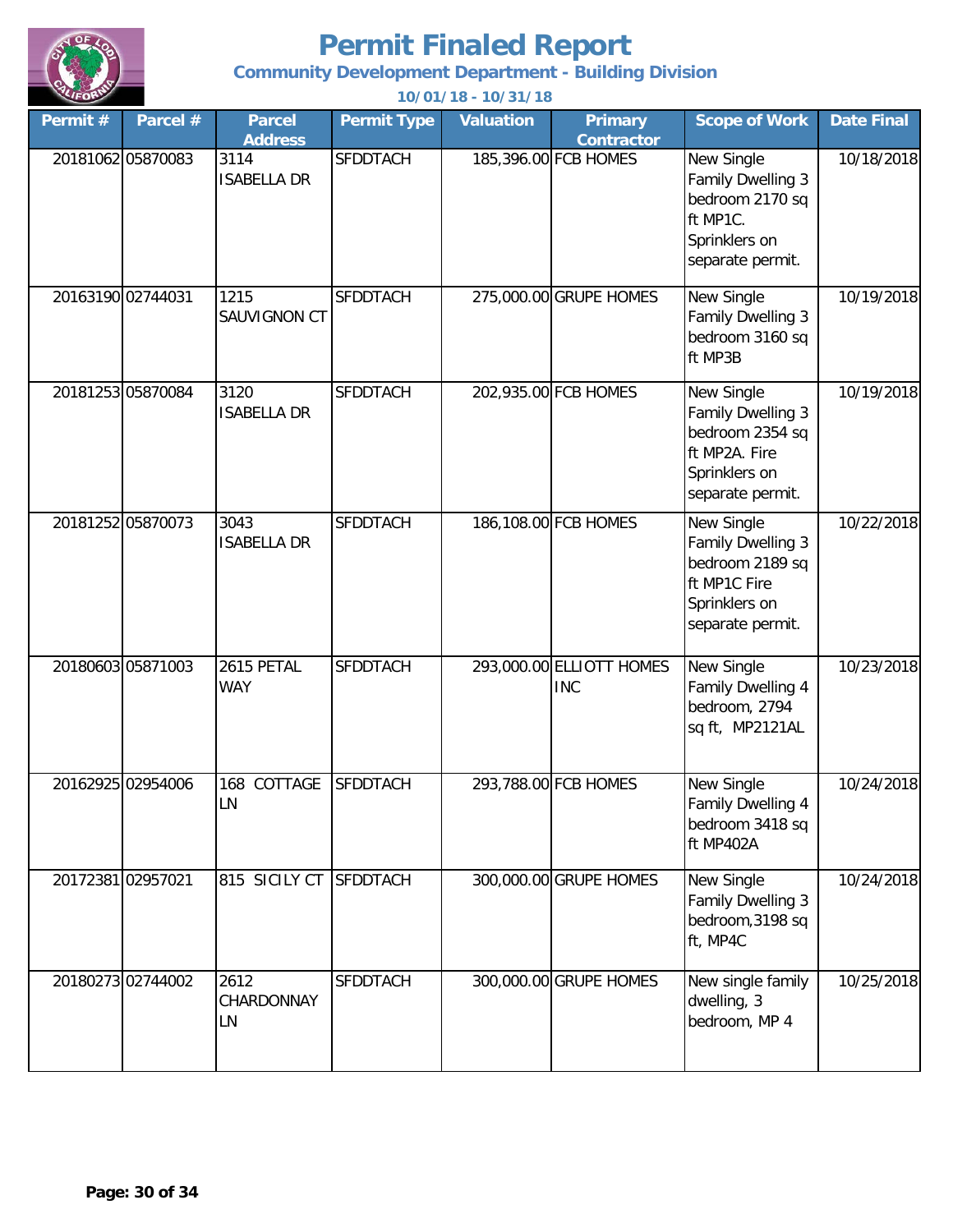# Permit Finaled Report

**Community Development Department - Building Division**

**10/01/18 - 10/31/18**

| Permit # | Parcel # | Parcel Address | Permit Type | Valuation | Primary Contractor | Scope of Work | Date Final |
|---|---|---|---|---|---|---|---|
| 20181062 | 05870083 | 3114 ISABELLA DR | SFDDTACH | 185,396.00 | FCB HOMES | New Single Family Dwelling 3 bedroom 2170 sq ft MP1C. Sprinklers on separate permit. | 10/18/2018 |
| 20163190 | 02744031 | 1215 SAUVIGNON CT | SFDDTACH | 275,000.00 | GRUPE HOMES | New Single Family Dwelling 3 bedroom 3160 sq ft MP3B | 10/19/2018 |
| 20181253 | 05870084 | 3120 ISABELLA DR | SFDDTACH | 202,935.00 | FCB HOMES | New Single Family Dwelling 3 bedroom 2354 sq ft MP2A. Fire Sprinklers on separate permit. | 10/19/2018 |
| 20181252 | 05870073 | 3043 ISABELLA DR | SFDDTACH | 186,108.00 | FCB HOMES | New Single Family Dwelling 3 bedroom 2189 sq ft MP1C Fire Sprinklers on separate permit. | 10/22/2018 |
| 20180603 | 05871003 | 2615 PETAL WAY | SFDDTACH | 293,000.00 | ELLIOTT HOMES INC | New Single Family Dwelling 4 bedroom, 2794 sq ft, MP2121AL | 10/23/2018 |
| 20162925 | 02954006 | 168 COTTAGE LN | SFDDTACH | 293,788.00 | FCB HOMES | New Single Family Dwelling 4 bedroom 3418 sq ft MP402A | 10/24/2018 |
| 20172381 | 02957021 | 815 SICILY CT | SFDDTACH | 300,000.00 | GRUPE HOMES | New Single Family Dwelling 3 bedroom,3198 sq ft, MP4C | 10/24/2018 |
| 20180273 | 02744002 | 2612 CHARDONNAY LN | SFDDTACH | 300,000.00 | GRUPE HOMES | New single family dwelling, 3 bedroom, MP 4 | 10/25/2018 |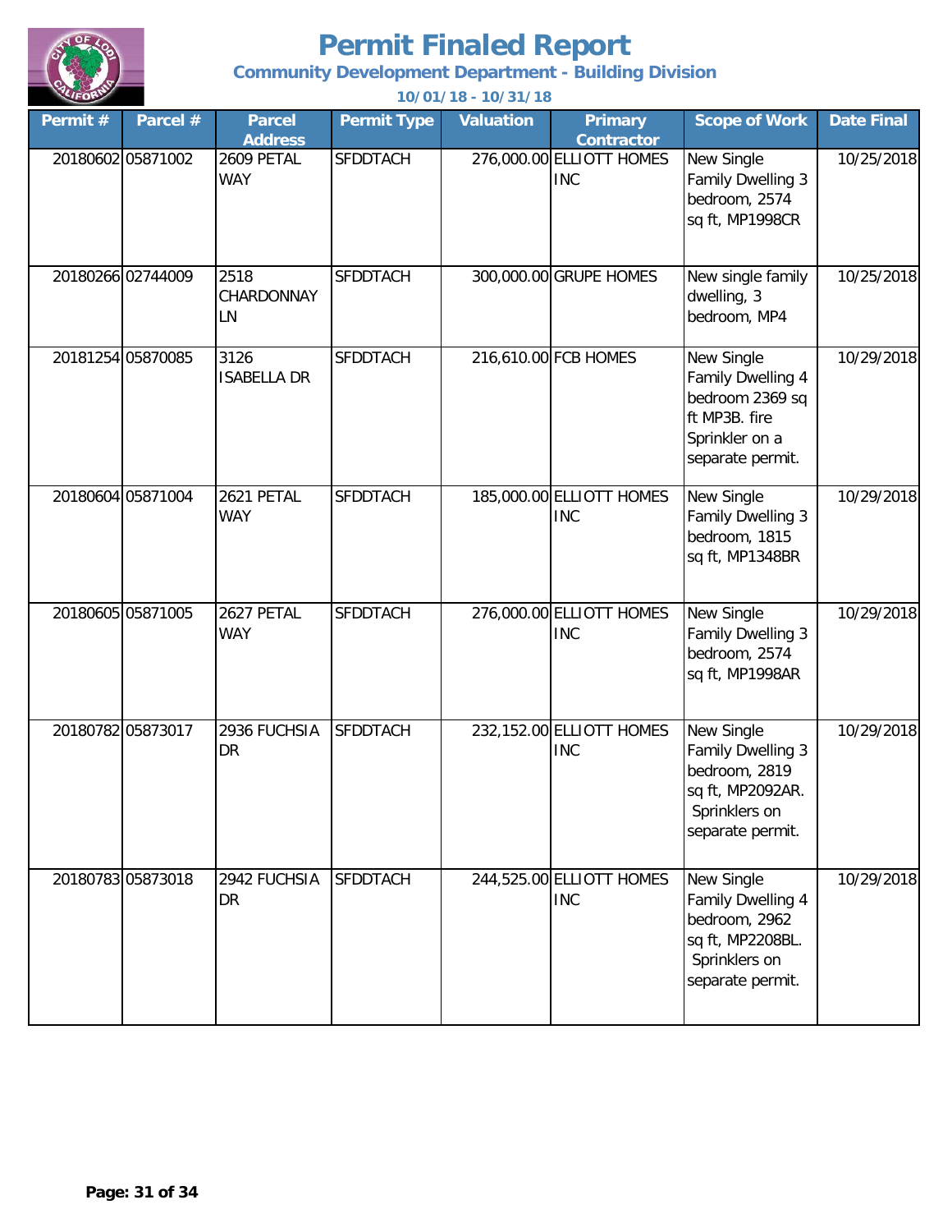# Permit Finaled Report

## Community Development Department - Building Division

**10/01/18 - 10/31/18**

| Permit # | Parcel # | Parcel Address | Permit Type | Valuation | Primary Contractor | Scope of Work | Date Final |
|---|---|---|---|---|---|---|---|
| 20180602 | 05871002 | 2609 PETAL WAY | SFDDTACH | 276,000.00 | ELLIOTT HOMES INC | New Single Family Dwelling 3 bedroom, 2574 sq ft, MP1998CR | 10/25/2018 |
| 20180266 | 02744009 | 2518 CHARDONNAY LN | SFDDTACH | 300,000.00 | GRUPE HOMES | New single family dwelling, 3 bedroom, MP4 | 10/25/2018 |
| 20181254 | 05870085 | 3126 ISABELLA DR | SFDDTACH | 216,610.00 | FCB HOMES | New Single Family Dwelling 4 bedroom 2369 sq ft MP3B. fire Sprinkler on a separate permit. | 10/29/2018 |
| 20180604 | 05871004 | 2621 PETAL WAY | SFDDTACH | 185,000.00 | ELLIOTT HOMES INC | New Single Family Dwelling 3 bedroom, 1815 sq ft, MP1348BR | 10/29/2018 |
| 20180605 | 05871005 | 2627 PETAL WAY | SFDDTACH | 276,000.00 | ELLIOTT HOMES INC | New Single Family Dwelling 3 bedroom, 2574 sq ft, MP1998AR | 10/29/2018 |
| 20180782 | 05873017 | 2936 FUCHSIA DR | SFDDTACH | 232,152.00 | ELLIOTT HOMES INC | New Single Family Dwelling 3 bedroom, 2819 sq ft, MP2092AR. Sprinklers on separate permit. | 10/29/2018 |
| 20180783 | 05873018 | 2942 FUCHSIA DR | SFDDTACH | 244,525.00 | ELLIOTT HOMES INC | New Single Family Dwelling 4 bedroom, 2962 sq ft, MP2208BL. Sprinklers on separate permit. | 10/29/2018 |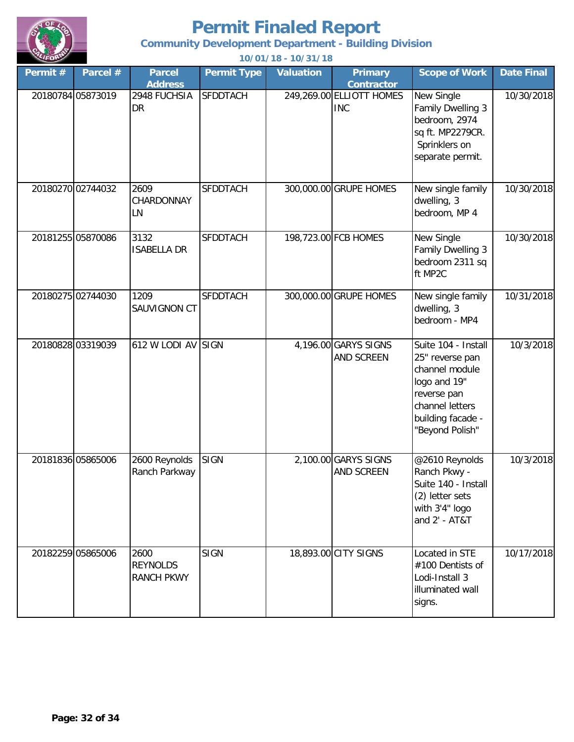# Permit Finaled Report

**Community Development Department - Building Division**

**10/01/18 - 10/31/18**

| Permit # | Parcel # | Parcel Address | Permit Type | Valuation | Primary Contractor | Scope of Work | Date Final |
|---|---|---|---|---|---|---|---|
| 20180784 | 05873019 | 2948 FUCHSIA DR | SFDDTACH | 249,269.00 | ELLIOTT HOMES INC | New Single Family Dwelling 3 bedroom, 2974 sq ft. MP2279CR. Sprinklers on separate permit. | 10/30/2018 |
| 20180270 | 02744032 | 2609 CHARDONNAY LN | SFDDTACH | 300,000.00 | GRUPE HOMES | New single family dwelling, 3 bedroom, MP 4 | 10/30/2018 |
| 20181255 | 05870086 | 3132 ISABELLA DR | SFDDTACH | 198,723.00 | FCB HOMES | New Single Family Dwelling 3 bedroom 2311 sq ft MP2C | 10/30/2018 |
| 20180275 | 02744030 | 1209 SAUVIGNON CT | SFDDTACH | 300,000.00 | GRUPE HOMES | New single family dwelling, 3 bedroom - MP4 | 10/31/2018 |
| 20180828 | 03319039 | 612 W LODI AV | SIGN | 4,196.00 | GARYS SIGNS AND SCREEN | Suite 104 - Install 25" reverse pan channel module logo and 19" reverse pan channel letters building facade - "Beyond Polish" | 10/3/2018 |
| 20181836 | 05865006 | 2600 Reynolds Ranch Parkway | SIGN | 2,100.00 | GARYS SIGNS AND SCREEN | @2610 Reynolds Ranch Pkwy - Suite 140 - Install (2) letter sets with 3'4" logo and 2' - AT&T | 10/3/2018 |
| 20182259 | 05865006 | 2600 REYNOLDS RANCH PKWY | SIGN | 18,893.00 | CITY SIGNS | Located in STE #100 Dentists of Lodi-Install 3 illuminated wall signs. | 10/17/2018 |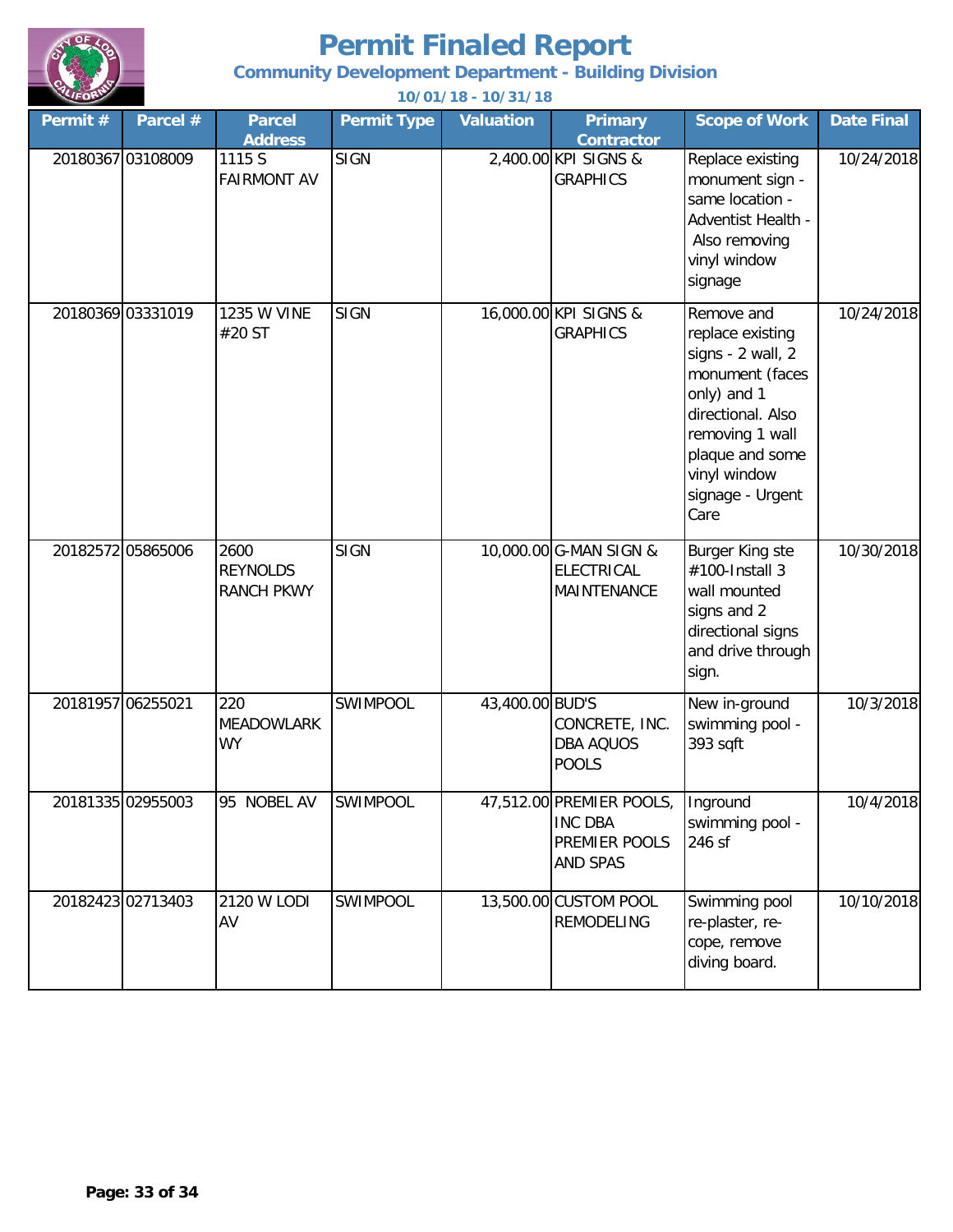# Permit Finaled Report

**Community Development Department - Building Division**

**10/01/18 - 10/31/18**

| Permit # | Parcel # | Parcel Address | Permit Type | Valuation | Primary Contractor | Scope of Work | Date Final |
|---|---|---|---|---|---|---|---|
| 20180367 | 03108009 | 1115 S FAIRMONT AV | SIGN | 2,400.00 | KPI SIGNS & GRAPHICS | Replace existing monument sign - same location - Adventist Health - Also removing vinyl window signage | 10/24/2018 |
| 20180369 | 03331019 | 1235 W VINE #20 ST | SIGN | 16,000.00 | KPI SIGNS & GRAPHICS | Remove and replace existing signs - 2 wall, 2 monument (faces only) and 1 directional. Also removing 1 wall plaque and some vinyl window signage - Urgent Care | 10/24/2018 |
| 20182572 | 05865006 | 2600 REYNOLDS RANCH PKWY | SIGN | 10,000.00 | G-MAN SIGN & ELECTRICAL MAINTENANCE | Burger King ste #100-Install 3 wall mounted signs and 2 directional signs and drive through sign. | 10/30/2018 |
| 20181957 | 06255021 | 220 MEADOWLARK WY | SWIMPOOL | 43,400.00 | BUD'S CONCRETE, INC. DBA AQUOS POOLS | New in-ground swimming pool - 393 sqft | 10/3/2018 |
| 20181335 | 02955003 | 95 NOBEL AV | SWIMPOOL | 47,512.00 | PREMIER POOLS, INC DBA PREMIER POOLS AND SPAS | Inground swimming pool - 246 sf | 10/4/2018 |
| 20182423 | 02713403 | 2120 W LODI AV | SWIMPOOL | 13,500.00 | CUSTOM POOL REMODELING | Swimming pool re-plaster, re-cope, remove diving board. | 10/10/2018 |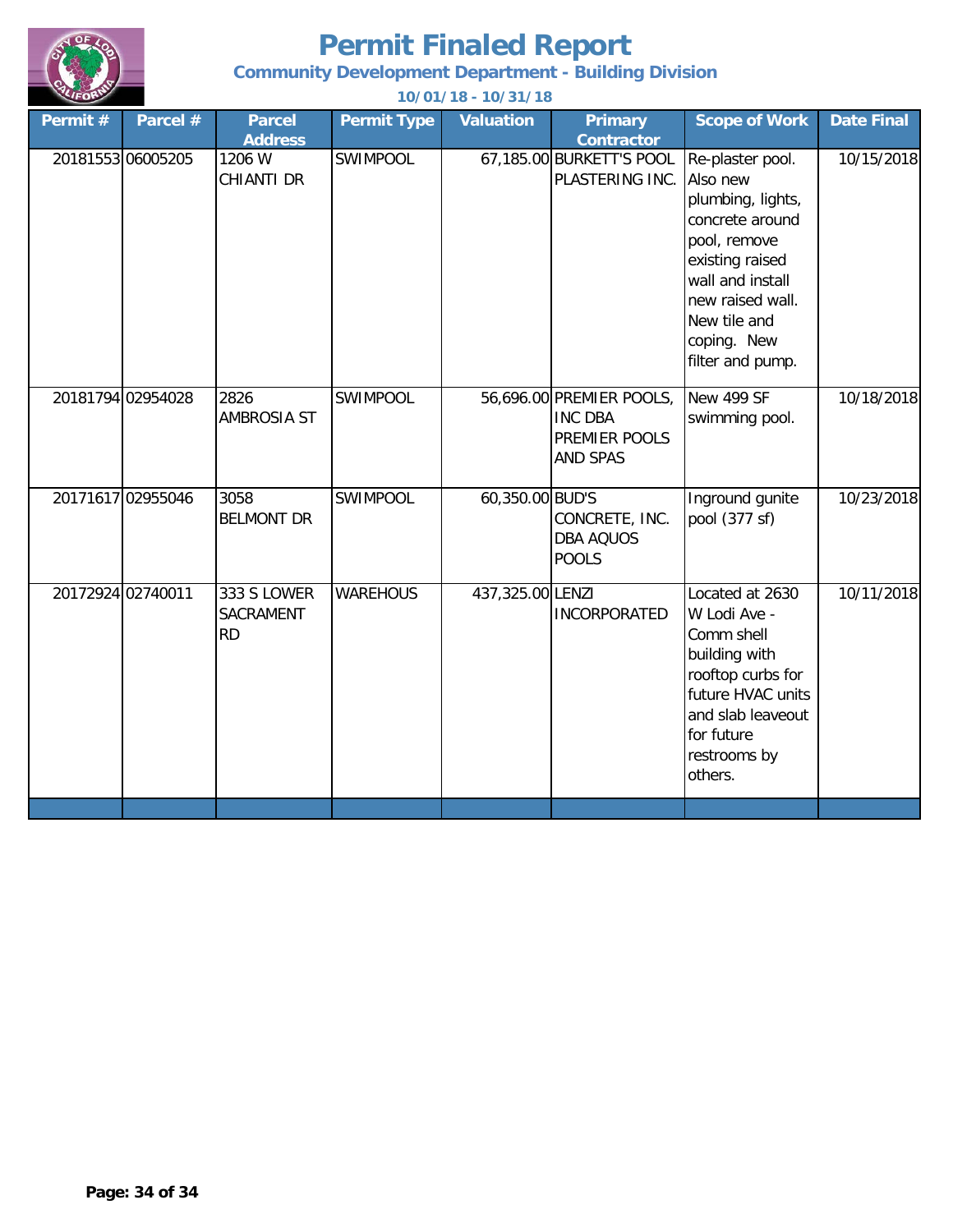# Permit Finaled Report

## Community Development Department - Building Division

**10/01/18 - 10/31/18**

| Permit # | Parcel # | Parcel Address | Permit Type | Valuation | Primary Contractor | Scope of Work | Date Final |
|---|---|---|---|---|---|---|---|
| 20181553 | 06005205 | 1206 W CHIANTI DR | SWIMPOOL | 67,185.00 | BURKETT'S POOL PLASTERING INC. | Re-plaster pool. Also new plumbing, lights, concrete around pool, remove existing raised wall and install new raised wall. New tile and coping. New filter and pump. | 10/15/2018 |
| 20181794 | 02954028 | 2826 AMBROSIA ST | SWIMPOOL | 56,696.00 | PREMIER POOLS, INC DBA PREMIER POOLS AND SPAS | New 499 SF swimming pool. | 10/18/2018 |
| 20171617 | 02955046 | 3058 BELMONT DR | SWIMPOOL | 60,350.00 | BUD'S CONCRETE, INC. DBA AQUOS POOLS | Inground gunite pool (377 sf) | 10/23/2018 |
| 20172924 | 02740011 | 333 S LOWER SACRAMENT RD | WAREHOUS | 437,325.00 | LENZI INCORPORATED | Located at 2630 W Lodi Ave - Comm shell building with rooftop curbs for future HVAC units and slab leaveout for future restrooms by others. | 10/11/2018 |